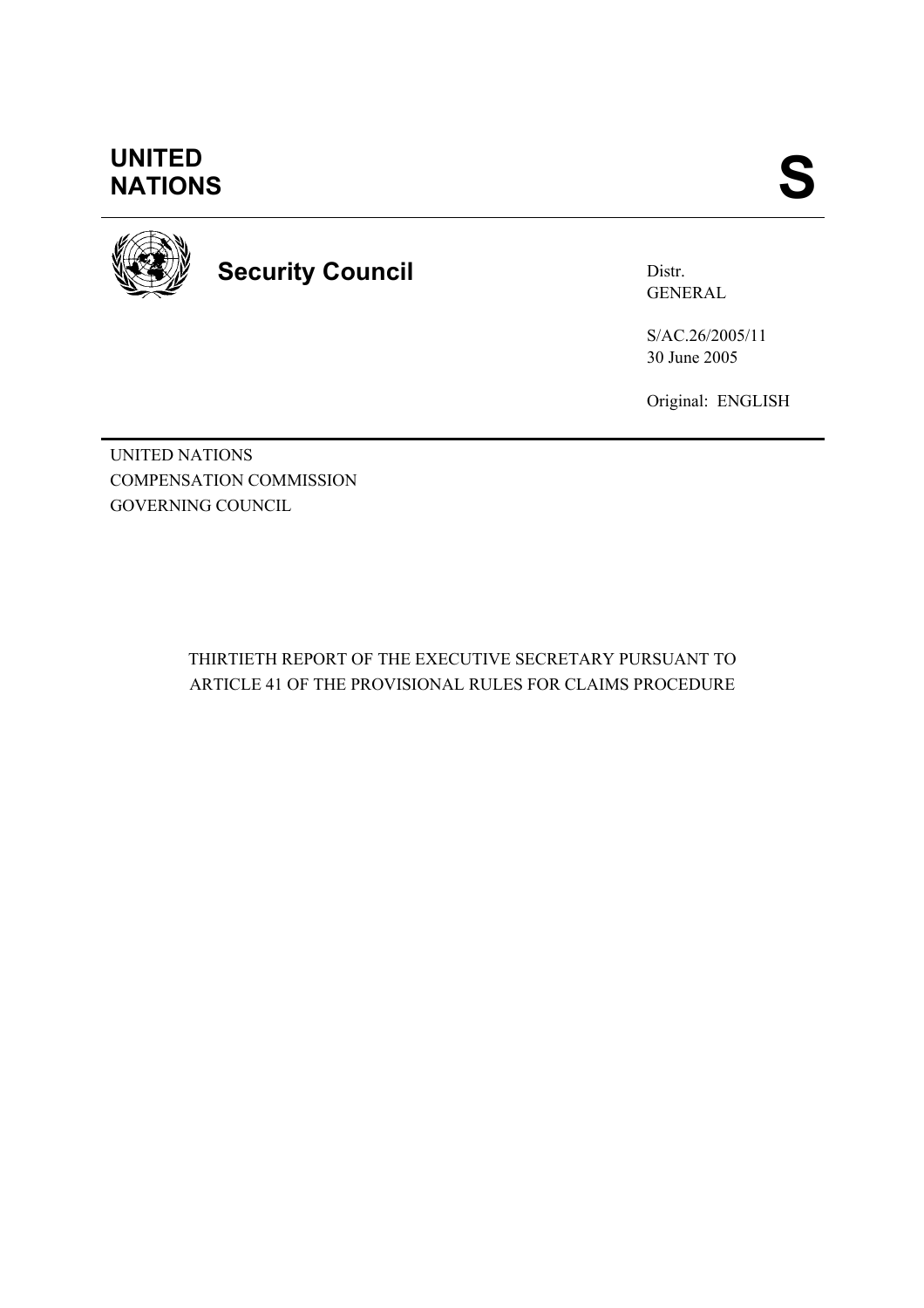**UNITED NATIONS** **S**

**Security Council**

Distr.
GENERAL

S/AC.26/2005/11
30 June 2005

Original: ENGLISH

UNITED NATIONS
COMPENSATION COMMISSION
GOVERNING COUNCIL

THIRTIETH REPORT OF THE EXECUTIVE SECRETARY PURSUANT TO ARTICLE 41 OF THE PROVISIONAL RULES FOR CLAIMS PROCEDURE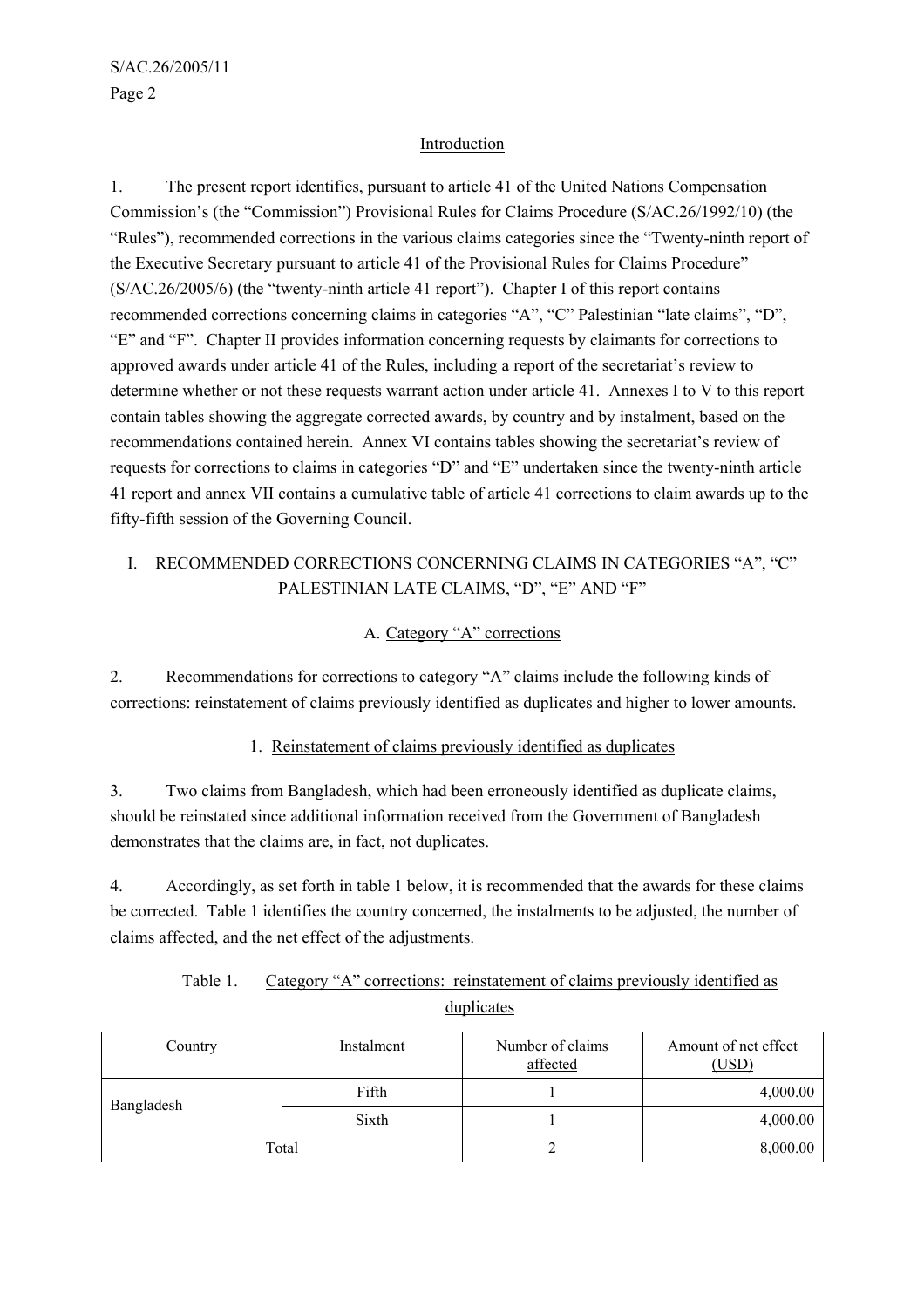## Introduction

1. The present report identifies, pursuant to article 41 of the United Nations Compensation Commission's (the "Commission") Provisional Rules for Claims Procedure (S/AC.26/1992/10) (the "Rules"), recommended corrections in the various claims categories since the "Twenty-ninth report of the Executive Secretary pursuant to article 41 of the Provisional Rules for Claims Procedure" (S/AC.26/2005/6) (the "twenty-ninth article 41 report"). Chapter I of this report contains recommended corrections concerning claims in categories "A", "C" Palestinian "late claims", "D", "E" and "F". Chapter II provides information concerning requests by claimants for corrections to approved awards under article 41 of the Rules, including a report of the secretariat's review to determine whether or not these requests warrant action under article 41. Annexes I to V to this report contain tables showing the aggregate corrected awards, by country and by instalment, based on the recommendations contained herein. Annex VI contains tables showing the secretariat's review of requests for corrections to claims in categories "D" and "E" undertaken since the twenty-ninth article 41 report and annex VII contains a cumulative table of article 41 corrections to claim awards up to the fifty-fifth session of the Governing Council.

# I. RECOMMENDED CORRECTIONS CONCERNING CLAIMS IN CATEGORIES "A", "C" PALESTINIAN LATE CLAIMS, "D", "E" AND "F"

## A. Category "A" corrections

2. Recommendations for corrections to category "A" claims include the following kinds of corrections: reinstatement of claims previously identified as duplicates and higher to lower amounts.

### 1. Reinstatement of claims previously identified as duplicates

3. Two claims from Bangladesh, which had been erroneously identified as duplicate claims, should be reinstated since additional information received from the Government of Bangladesh demonstrates that the claims are, in fact, not duplicates.

4. Accordingly, as set forth in table 1 below, it is recommended that the awards for these claims be corrected. Table 1 identifies the country concerned, the instalments to be adjusted, the number of claims affected, and the net effect of the adjustments.

Table 1. Category "A" corrections: reinstatement of claims previously identified as duplicates

| Country | Instalment | Number of claims affected | Amount of net effect (USD) |
|---|---|---|---|
| Bangladesh | Fifth | 1 | 4,000.00 |
| | Sixth | 1 | 4,000.00 |
| Total | | 2 | 8,000.00 |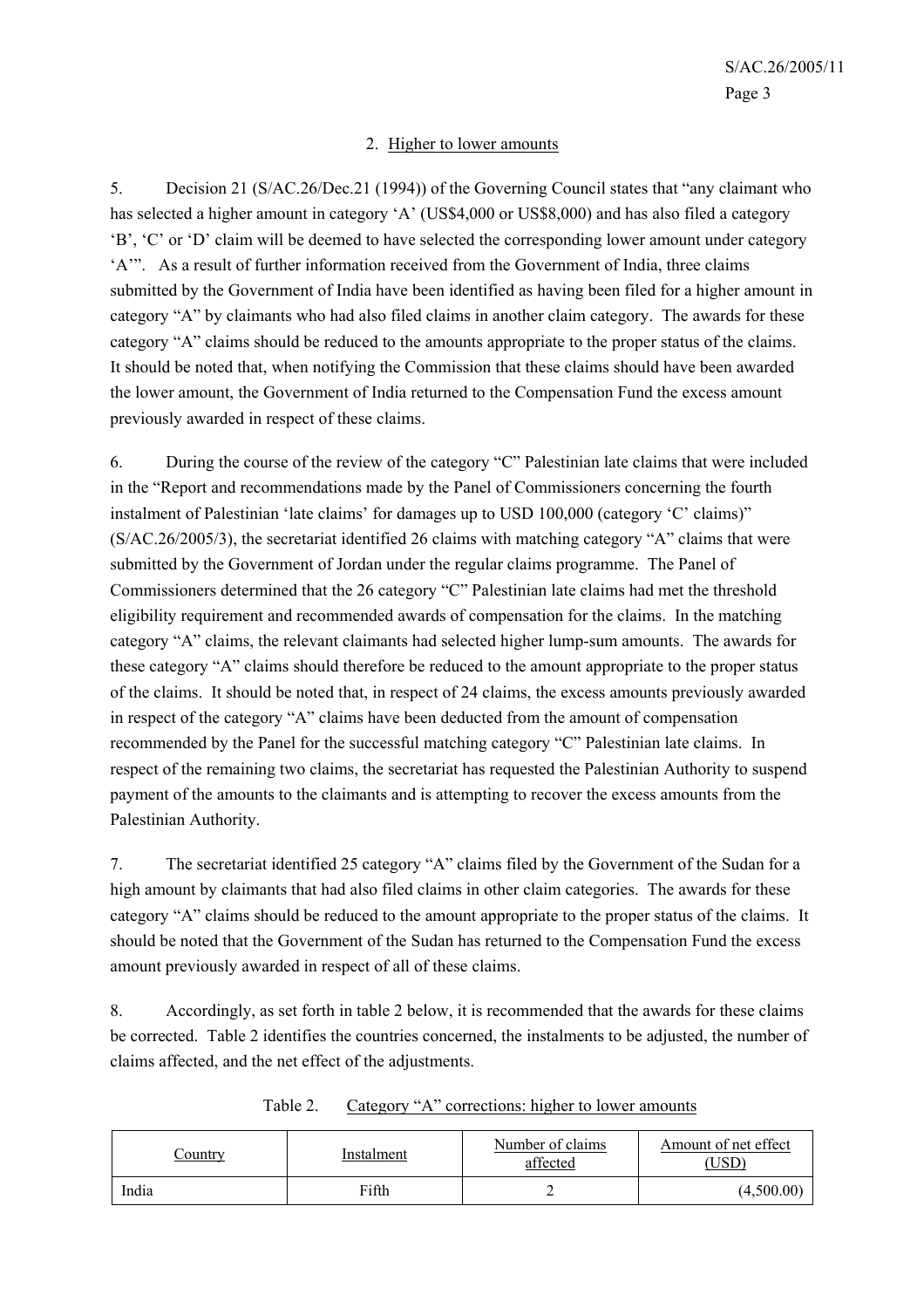### 2. Higher to lower amounts

5. Decision 21 (S/AC.26/Dec.21 (1994)) of the Governing Council states that “any claimant who has selected a higher amount in category ‘A’ (US$4,000 or US$8,000) and has also filed a category ‘B’, ‘C’ or ‘D’ claim will be deemed to have selected the corresponding lower amount under category ‘A’”. As a result of further information received from the Government of India, three claims submitted by the Government of India have been identified as having been filed for a higher amount in category “A” by claimants who had also filed claims in another claim category. The awards for these category “A” claims should be reduced to the amounts appropriate to the proper status of the claims. It should be noted that, when notifying the Commission that these claims should have been awarded the lower amount, the Government of India returned to the Compensation Fund the excess amount previously awarded in respect of these claims.

6. During the course of the review of the category “C” Palestinian late claims that were included in the “Report and recommendations made by the Panel of Commissioners concerning the fourth instalment of Palestinian ‘late claims’ for damages up to USD 100,000 (category ‘C’ claims)” (S/AC.26/2005/3), the secretariat identified 26 claims with matching category “A” claims that were submitted by the Government of Jordan under the regular claims programme. The Panel of Commissioners determined that the 26 category “C” Palestinian late claims had met the threshold eligibility requirement and recommended awards of compensation for the claims. In the matching category “A” claims, the relevant claimants had selected higher lump-sum amounts. The awards for these category “A” claims should therefore be reduced to the amount appropriate to the proper status of the claims. It should be noted that, in respect of 24 claims, the excess amounts previously awarded in respect of the category “A” claims have been deducted from the amount of compensation recommended by the Panel for the successful matching category “C” Palestinian late claims. In respect of the remaining two claims, the secretariat has requested the Palestinian Authority to suspend payment of the amounts to the claimants and is attempting to recover the excess amounts from the Palestinian Authority.

7. The secretariat identified 25 category “A” claims filed by the Government of the Sudan for a high amount by claimants that had also filed claims in other claim categories. The awards for these category “A” claims should be reduced to the amount appropriate to the proper status of the claims. It should be noted that the Government of the Sudan has returned to the Compensation Fund the excess amount previously awarded in respect of all of these claims.

8. Accordingly, as set forth in table 2 below, it is recommended that the awards for these claims be corrected. Table 2 identifies the countries concerned, the instalments to be adjusted, the number of claims affected, and the net effect of the adjustments.

Table 2. Category “A” corrections: higher to lower amounts

| Country | Instalment | Number of claims affected | Amount of net effect (USD) |
|---|---|---|---|
| India | Fifth | 2 | (4,500.00) |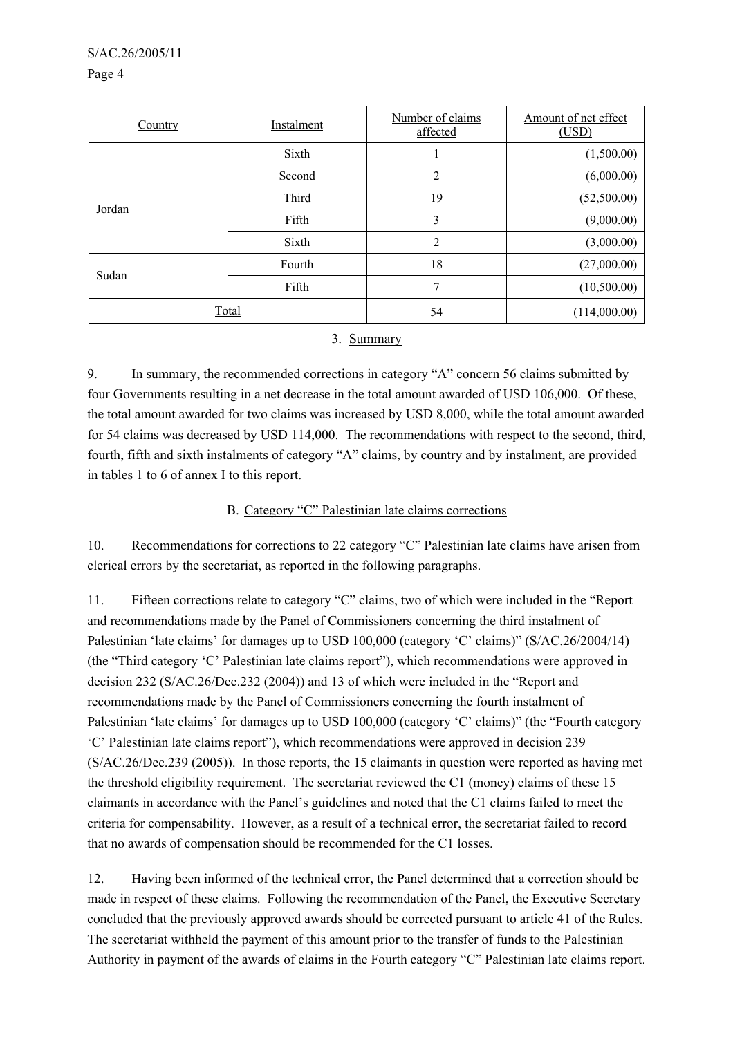| Country | Instalment | Number of claims affected | Amount of net effect (USD) |
|---|---|---|---|
| | Sixth | 1 | (1,500.00) |
| Jordan | Second | 2 | (6,000.00) |
| | Third | 19 | (52,500.00) |
| | Fifth | 3 | (9,000.00) |
| | Sixth | 2 | (3,000.00) |
| Sudan | Fourth | 18 | (27,000.00) |
| | Fifth | 7 | (10,500.00) |
| Total | | 54 | (114,000.00) |

### 3. Summary

9. In summary, the recommended corrections in category "A" concern 56 claims submitted by four Governments resulting in a net decrease in the total amount awarded of USD 106,000. Of these, the total amount awarded for two claims was increased by USD 8,000, while the total amount awarded for 54 claims was decreased by USD 114,000. The recommendations with respect to the second, third, fourth, fifth and sixth instalments of category "A" claims, by country and by instalment, are provided in tables 1 to 6 of annex I to this report.

## B. Category "C" Palestinian late claims corrections

10. Recommendations for corrections to 22 category "C" Palestinian late claims have arisen from clerical errors by the secretariat, as reported in the following paragraphs.

11. Fifteen corrections relate to category "C" claims, two of which were included in the "Report and recommendations made by the Panel of Commissioners concerning the third instalment of Palestinian 'late claims' for damages up to USD 100,000 (category 'C' claims)" (S/AC.26/2004/14) (the "Third category 'C' Palestinian late claims report"), which recommendations were approved in decision 232 (S/AC.26/Dec.232 (2004)) and 13 of which were included in the "Report and recommendations made by the Panel of Commissioners concerning the fourth instalment of Palestinian 'late claims' for damages up to USD 100,000 (category 'C' claims)" (the "Fourth category 'C' Palestinian late claims report"), which recommendations were approved in decision 239 (S/AC.26/Dec.239 (2005)). In those reports, the 15 claimants in question were reported as having met the threshold eligibility requirement. The secretariat reviewed the C1 (money) claims of these 15 claimants in accordance with the Panel's guidelines and noted that the C1 claims failed to meet the criteria for compensability. However, as a result of a technical error, the secretariat failed to record that no awards of compensation should be recommended for the C1 losses.

12. Having been informed of the technical error, the Panel determined that a correction should be made in respect of these claims. Following the recommendation of the Panel, the Executive Secretary concluded that the previously approved awards should be corrected pursuant to article 41 of the Rules. The secretariat withheld the payment of this amount prior to the transfer of funds to the Palestinian Authority in payment of the awards of claims in the Fourth category "C" Palestinian late claims report.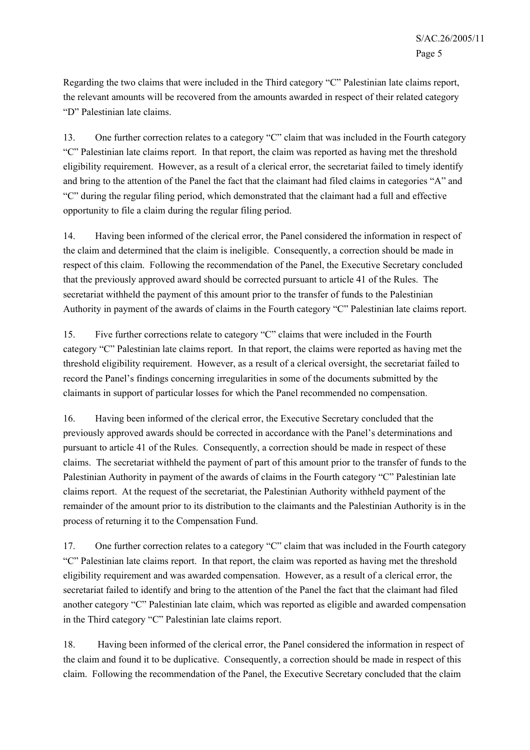Regarding the two claims that were included in the Third category "C" Palestinian late claims report, the relevant amounts will be recovered from the amounts awarded in respect of their related category "D" Palestinian late claims.

13. One further correction relates to a category "C" claim that was included in the Fourth category "C" Palestinian late claims report. In that report, the claim was reported as having met the threshold eligibility requirement. However, as a result of a clerical error, the secretariat failed to timely identify and bring to the attention of the Panel the fact that the claimant had filed claims in categories "A" and "C" during the regular filing period, which demonstrated that the claimant had a full and effective opportunity to file a claim during the regular filing period.

14. Having been informed of the clerical error, the Panel considered the information in respect of the claim and determined that the claim is ineligible. Consequently, a correction should be made in respect of this claim. Following the recommendation of the Panel, the Executive Secretary concluded that the previously approved award should be corrected pursuant to article 41 of the Rules. The secretariat withheld the payment of this amount prior to the transfer of funds to the Palestinian Authority in payment of the awards of claims in the Fourth category "C" Palestinian late claims report.

15. Five further corrections relate to category "C" claims that were included in the Fourth category "C" Palestinian late claims report. In that report, the claims were reported as having met the threshold eligibility requirement. However, as a result of a clerical oversight, the secretariat failed to record the Panel's findings concerning irregularities in some of the documents submitted by the claimants in support of particular losses for which the Panel recommended no compensation.

16. Having been informed of the clerical error, the Executive Secretary concluded that the previously approved awards should be corrected in accordance with the Panel's determinations and pursuant to article 41 of the Rules. Consequently, a correction should be made in respect of these claims. The secretariat withheld the payment of part of this amount prior to the transfer of funds to the Palestinian Authority in payment of the awards of claims in the Fourth category "C" Palestinian late claims report. At the request of the secretariat, the Palestinian Authority withheld payment of the remainder of the amount prior to its distribution to the claimants and the Palestinian Authority is in the process of returning it to the Compensation Fund.

17. One further correction relates to a category "C" claim that was included in the Fourth category "C" Palestinian late claims report. In that report, the claim was reported as having met the threshold eligibility requirement and was awarded compensation. However, as a result of a clerical error, the secretariat failed to identify and bring to the attention of the Panel the fact that the claimant had filed another category "C" Palestinian late claim, which was reported as eligible and awarded compensation in the Third category "C" Palestinian late claims report.

18. Having been informed of the clerical error, the Panel considered the information in respect of the claim and found it to be duplicative. Consequently, a correction should be made in respect of this claim. Following the recommendation of the Panel, the Executive Secretary concluded that the claim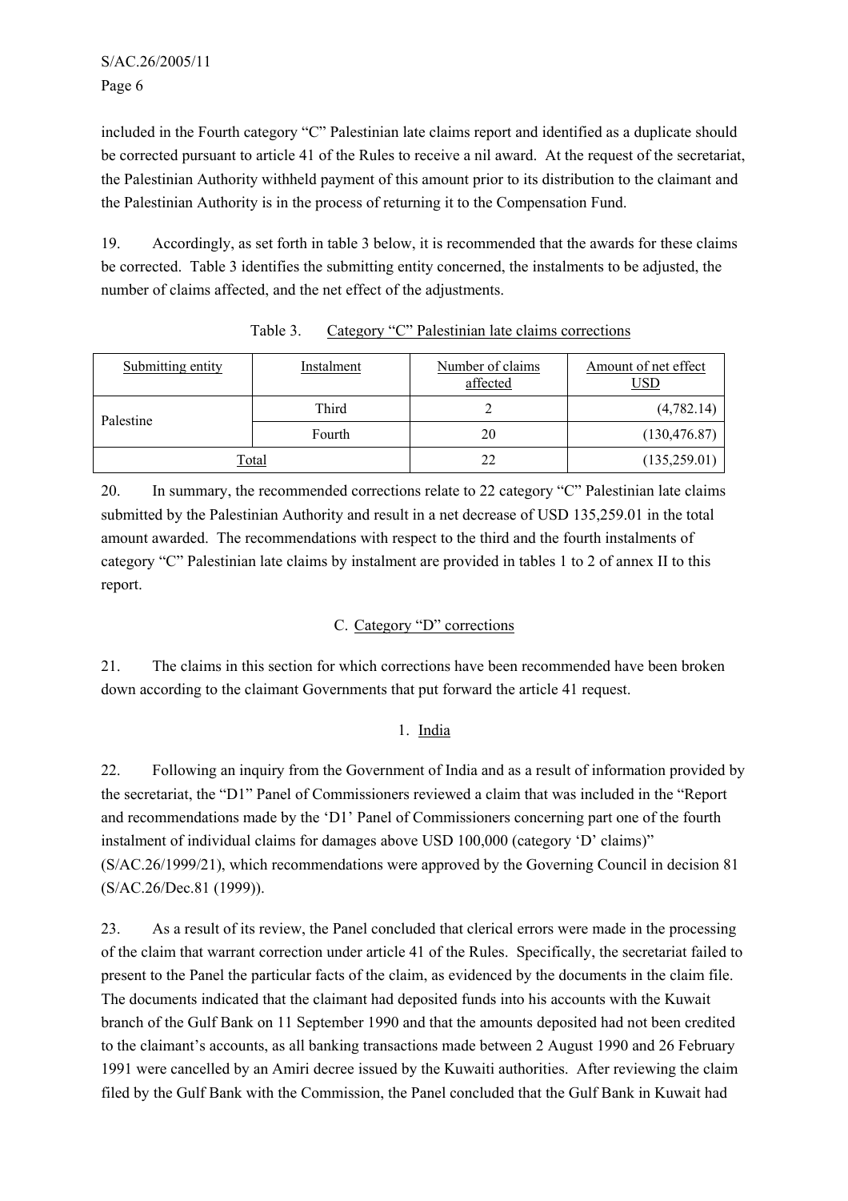included in the Fourth category "C" Palestinian late claims report and identified as a duplicate should be corrected pursuant to article 41 of the Rules to receive a nil award. At the request of the secretariat, the Palestinian Authority withheld payment of this amount prior to its distribution to the claimant and the Palestinian Authority is in the process of returning it to the Compensation Fund.

19. Accordingly, as set forth in table 3 below, it is recommended that the awards for these claims be corrected. Table 3 identifies the submitting entity concerned, the instalments to be adjusted, the number of claims affected, and the net effect of the adjustments.

Table 3. Category "C" Palestinian late claims corrections

| Submitting entity | Instalment | Number of claims affected | Amount of net effect USD |
|---|---|---|---|
| Palestine | Third | 2 | (4,782.14) |
| | Fourth | 20 | (130,476.87) |
| Total | | 22 | (135,259.01) |

20. In summary, the recommended corrections relate to 22 category "C" Palestinian late claims submitted by the Palestinian Authority and result in a net decrease of USD 135,259.01 in the total amount awarded. The recommendations with respect to the third and the fourth instalments of category "C" Palestinian late claims by instalment are provided in tables 1 to 2 of annex II to this report.

## C. Category "D" corrections

21. The claims in this section for which corrections have been recommended have been broken down according to the claimant Governments that put forward the article 41 request.

### 1. India

22. Following an inquiry from the Government of India and as a result of information provided by the secretariat, the "D1" Panel of Commissioners reviewed a claim that was included in the "Report and recommendations made by the 'D1' Panel of Commissioners concerning part one of the fourth instalment of individual claims for damages above USD 100,000 (category 'D' claims)" (S/AC.26/1999/21), which recommendations were approved by the Governing Council in decision 81 (S/AC.26/Dec.81 (1999)).

23. As a result of its review, the Panel concluded that clerical errors were made in the processing of the claim that warrant correction under article 41 of the Rules. Specifically, the secretariat failed to present to the Panel the particular facts of the claim, as evidenced by the documents in the claim file. The documents indicated that the claimant had deposited funds into his accounts with the Kuwait branch of the Gulf Bank on 11 September 1990 and that the amounts deposited had not been credited to the claimant's accounts, as all banking transactions made between 2 August 1990 and 26 February 1991 were cancelled by an Amiri decree issued by the Kuwaiti authorities. After reviewing the claim filed by the Gulf Bank with the Commission, the Panel concluded that the Gulf Bank in Kuwait had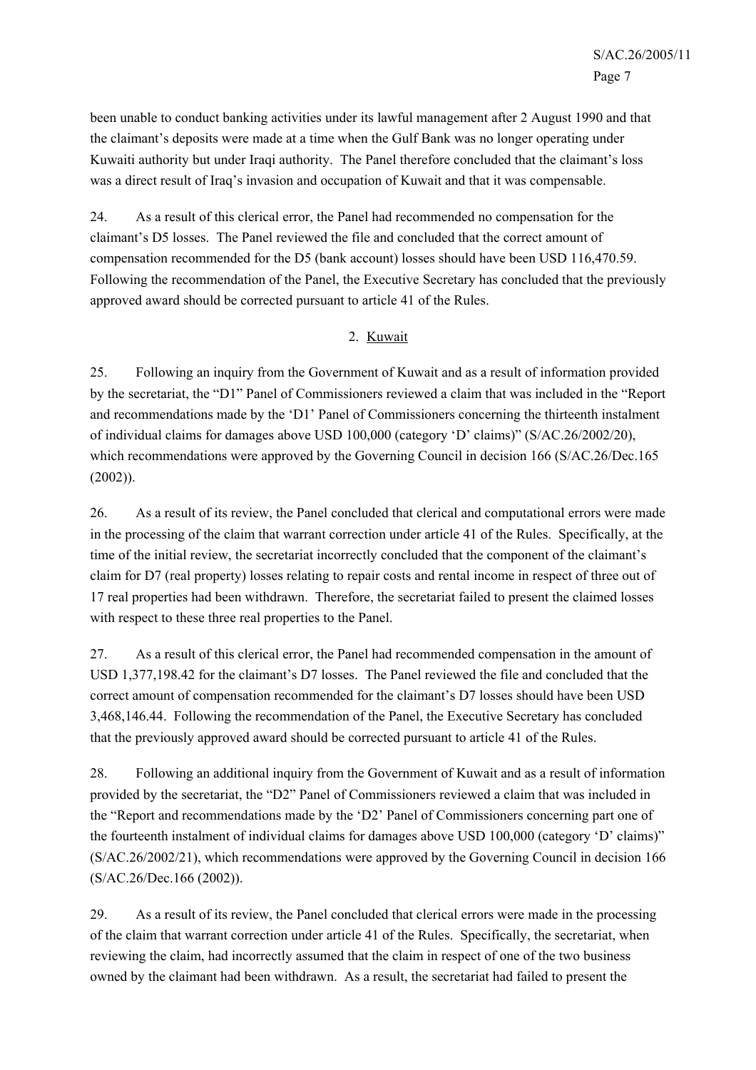been unable to conduct banking activities under its lawful management after 2 August 1990 and that the claimant's deposits were made at a time when the Gulf Bank was no longer operating under Kuwaiti authority but under Iraqi authority. The Panel therefore concluded that the claimant's loss was a direct result of Iraq's invasion and occupation of Kuwait and that it was compensable.

24. As a result of this clerical error, the Panel had recommended no compensation for the claimant's D5 losses. The Panel reviewed the file and concluded that the correct amount of compensation recommended for the D5 (bank account) losses should have been USD 116,470.59. Following the recommendation of the Panel, the Executive Secretary has concluded that the previously approved award should be corrected pursuant to article 41 of the Rules.

### 2. Kuwait

25. Following an inquiry from the Government of Kuwait and as a result of information provided by the secretariat, the "D1" Panel of Commissioners reviewed a claim that was included in the "Report and recommendations made by the 'D1' Panel of Commissioners concerning the thirteenth instalment of individual claims for damages above USD 100,000 (category 'D' claims)" (S/AC.26/2002/20), which recommendations were approved by the Governing Council in decision 166 (S/AC.26/Dec.165 (2002)).

26. As a result of its review, the Panel concluded that clerical and computational errors were made in the processing of the claim that warrant correction under article 41 of the Rules. Specifically, at the time of the initial review, the secretariat incorrectly concluded that the component of the claimant's claim for D7 (real property) losses relating to repair costs and rental income in respect of three out of 17 real properties had been withdrawn. Therefore, the secretariat failed to present the claimed losses with respect to these three real properties to the Panel.

27. As a result of this clerical error, the Panel had recommended compensation in the amount of USD 1,377,198.42 for the claimant's D7 losses. The Panel reviewed the file and concluded that the correct amount of compensation recommended for the claimant's D7 losses should have been USD 3,468,146.44. Following the recommendation of the Panel, the Executive Secretary has concluded that the previously approved award should be corrected pursuant to article 41 of the Rules.

28. Following an additional inquiry from the Government of Kuwait and as a result of information provided by the secretariat, the "D2" Panel of Commissioners reviewed a claim that was included in the "Report and recommendations made by the 'D2' Panel of Commissioners concerning part one of the fourteenth instalment of individual claims for damages above USD 100,000 (category 'D' claims)" (S/AC.26/2002/21), which recommendations were approved by the Governing Council in decision 166 (S/AC.26/Dec.166 (2002)).

29. As a result of its review, the Panel concluded that clerical errors were made in the processing of the claim that warrant correction under article 41 of the Rules. Specifically, the secretariat, when reviewing the claim, had incorrectly assumed that the claim in respect of one of the two business owned by the claimant had been withdrawn. As a result, the secretariat had failed to present the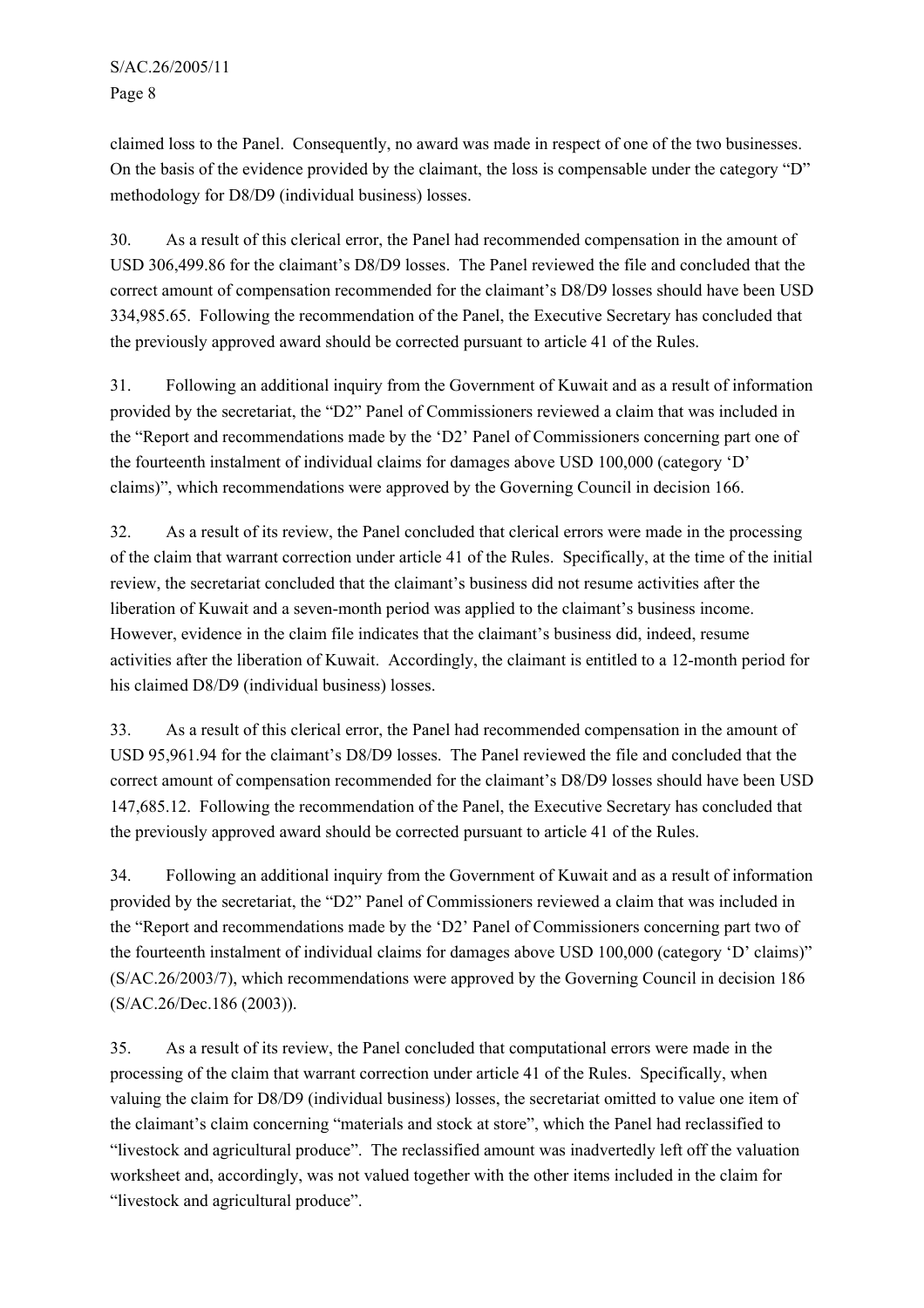claimed loss to the Panel. Consequently, no award was made in respect of one of the two businesses. On the basis of the evidence provided by the claimant, the loss is compensable under the category "D" methodology for D8/D9 (individual business) losses.

30. As a result of this clerical error, the Panel had recommended compensation in the amount of USD 306,499.86 for the claimant's D8/D9 losses. The Panel reviewed the file and concluded that the correct amount of compensation recommended for the claimant's D8/D9 losses should have been USD 334,985.65. Following the recommendation of the Panel, the Executive Secretary has concluded that the previously approved award should be corrected pursuant to article 41 of the Rules.

31. Following an additional inquiry from the Government of Kuwait and as a result of information provided by the secretariat, the "D2" Panel of Commissioners reviewed a claim that was included in the "Report and recommendations made by the 'D2' Panel of Commissioners concerning part one of the fourteenth instalment of individual claims for damages above USD 100,000 (category 'D' claims)", which recommendations were approved by the Governing Council in decision 166.

32. As a result of its review, the Panel concluded that clerical errors were made in the processing of the claim that warrant correction under article 41 of the Rules. Specifically, at the time of the initial review, the secretariat concluded that the claimant's business did not resume activities after the liberation of Kuwait and a seven-month period was applied to the claimant's business income. However, evidence in the claim file indicates that the claimant's business did, indeed, resume activities after the liberation of Kuwait. Accordingly, the claimant is entitled to a 12-month period for his claimed D8/D9 (individual business) losses.

33. As a result of this clerical error, the Panel had recommended compensation in the amount of USD 95,961.94 for the claimant's D8/D9 losses. The Panel reviewed the file and concluded that the correct amount of compensation recommended for the claimant's D8/D9 losses should have been USD 147,685.12. Following the recommendation of the Panel, the Executive Secretary has concluded that the previously approved award should be corrected pursuant to article 41 of the Rules.

34. Following an additional inquiry from the Government of Kuwait and as a result of information provided by the secretariat, the "D2" Panel of Commissioners reviewed a claim that was included in the "Report and recommendations made by the 'D2' Panel of Commissioners concerning part two of the fourteenth instalment of individual claims for damages above USD 100,000 (category 'D' claims)" (S/AC.26/2003/7), which recommendations were approved by the Governing Council in decision 186 (S/AC.26/Dec.186 (2003)).

35. As a result of its review, the Panel concluded that computational errors were made in the processing of the claim that warrant correction under article 41 of the Rules. Specifically, when valuing the claim for D8/D9 (individual business) losses, the secretariat omitted to value one item of the claimant's claim concerning "materials and stock at store", which the Panel had reclassified to "livestock and agricultural produce". The reclassified amount was inadvertedly left off the valuation worksheet and, accordingly, was not valued together with the other items included in the claim for "livestock and agricultural produce".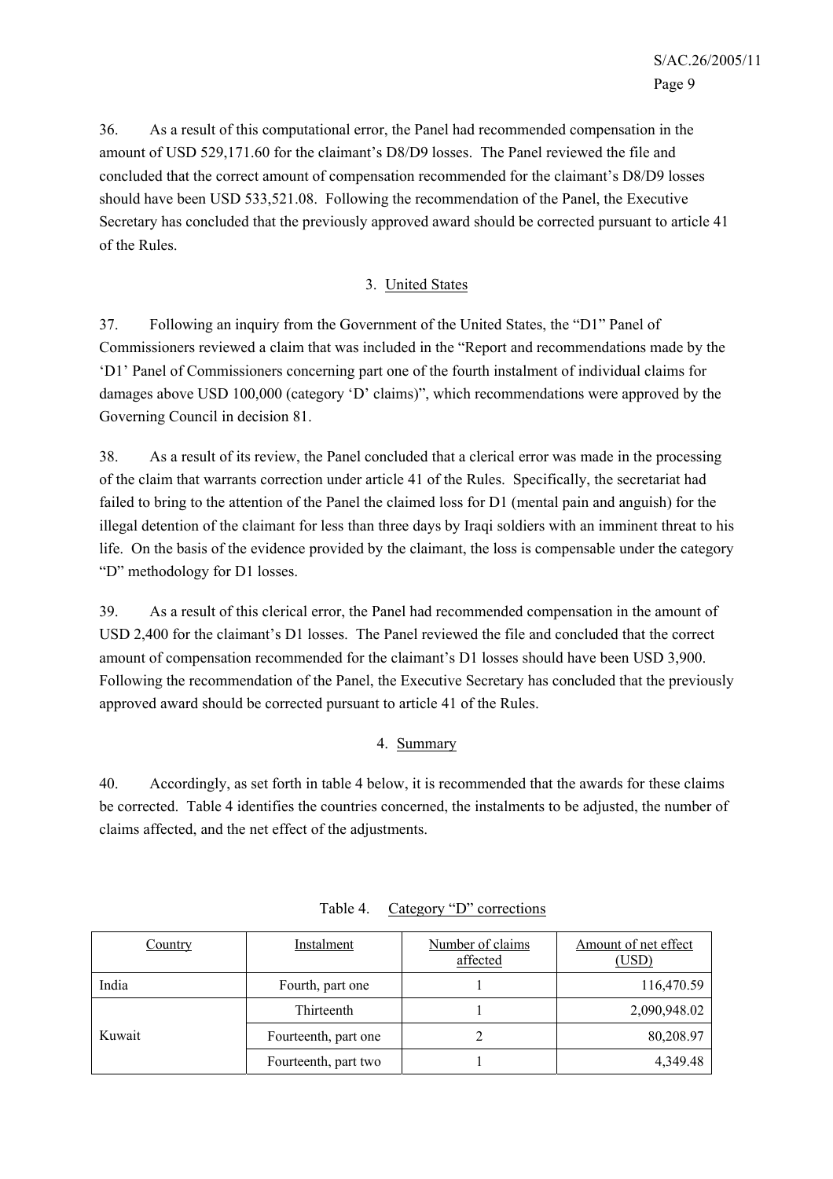36. As a result of this computational error, the Panel had recommended compensation in the amount of USD 529,171.60 for the claimant's D8/D9 losses. The Panel reviewed the file and concluded that the correct amount of compensation recommended for the claimant's D8/D9 losses should have been USD 533,521.08. Following the recommendation of the Panel, the Executive Secretary has concluded that the previously approved award should be corrected pursuant to article 41 of the Rules.

### 3. United States

37. Following an inquiry from the Government of the United States, the "D1" Panel of Commissioners reviewed a claim that was included in the "Report and recommendations made by the 'D1' Panel of Commissioners concerning part one of the fourth instalment of individual claims for damages above USD 100,000 (category 'D' claims)", which recommendations were approved by the Governing Council in decision 81.

38. As a result of its review, the Panel concluded that a clerical error was made in the processing of the claim that warrants correction under article 41 of the Rules. Specifically, the secretariat had failed to bring to the attention of the Panel the claimed loss for D1 (mental pain and anguish) for the illegal detention of the claimant for less than three days by Iraqi soldiers with an imminent threat to his life. On the basis of the evidence provided by the claimant, the loss is compensable under the category "D" methodology for D1 losses.

39. As a result of this clerical error, the Panel had recommended compensation in the amount of USD 2,400 for the claimant's D1 losses. The Panel reviewed the file and concluded that the correct amount of compensation recommended for the claimant's D1 losses should have been USD 3,900. Following the recommendation of the Panel, the Executive Secretary has concluded that the previously approved award should be corrected pursuant to article 41 of the Rules.

### 4. Summary

40. Accordingly, as set forth in table 4 below, it is recommended that the awards for these claims be corrected. Table 4 identifies the countries concerned, the instalments to be adjusted, the number of claims affected, and the net effect of the adjustments.

Table 4. Category "D" corrections

| Country | Instalment | Number of claims affected | Amount of net effect (USD) |
|---|---|---|---|
| India | Fourth, part one | 1 | 116,470.59 |
| Kuwait | Thirteenth | 1 | 2,090,948.02 |
| | Fourteenth, part one | 2 | 80,208.97 |
| | Fourteenth, part two | 1 | 4,349.48 |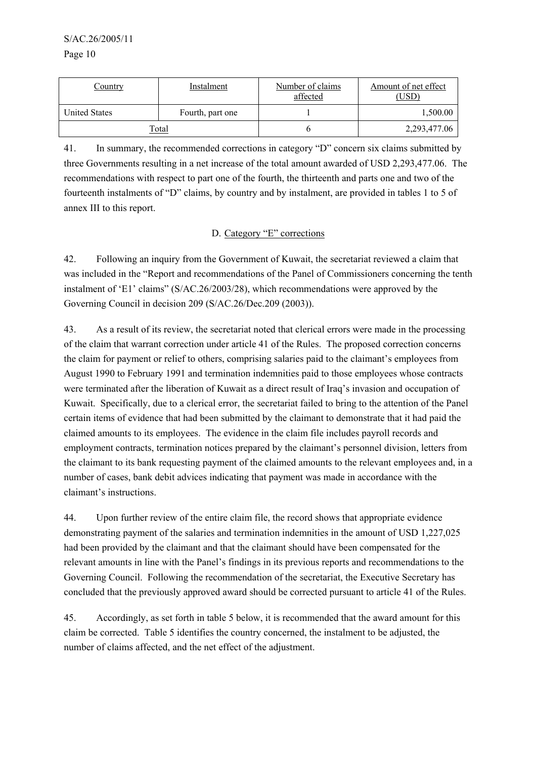| Country | Instalment | Number of claims affected | Amount of net effect (USD) |
| --- | --- | --- | --- |
| United States | Fourth, part one | 1 | 1,500.00 |
| Total | | 6 | 2,293,477.06 |

41. In summary, the recommended corrections in category "D" concern six claims submitted by three Governments resulting in a net increase of the total amount awarded of USD 2,293,477.06. The recommendations with respect to part one of the fourth, the thirteenth and parts one and two of the fourteenth instalments of "D" claims, by country and by instalment, are provided in tables 1 to 5 of annex III to this report.

### D. Category "E" corrections

42. Following an inquiry from the Government of Kuwait, the secretariat reviewed a claim that was included in the "Report and recommendations of the Panel of Commissioners concerning the tenth instalment of 'E1' claims" (S/AC.26/2003/28), which recommendations were approved by the Governing Council in decision 209 (S/AC.26/Dec.209 (2003)).

43. As a result of its review, the secretariat noted that clerical errors were made in the processing of the claim that warrant correction under article 41 of the Rules. The proposed correction concerns the claim for payment or relief to others, comprising salaries paid to the claimant's employees from August 1990 to February 1991 and termination indemnities paid to those employees whose contracts were terminated after the liberation of Kuwait as a direct result of Iraq's invasion and occupation of Kuwait. Specifically, due to a clerical error, the secretariat failed to bring to the attention of the Panel certain items of evidence that had been submitted by the claimant to demonstrate that it had paid the claimed amounts to its employees. The evidence in the claim file includes payroll records and employment contracts, termination notices prepared by the claimant's personnel division, letters from the claimant to its bank requesting payment of the claimed amounts to the relevant employees and, in a number of cases, bank debit advices indicating that payment was made in accordance with the claimant's instructions.

44. Upon further review of the entire claim file, the record shows that appropriate evidence demonstrating payment of the salaries and termination indemnities in the amount of USD 1,227,025 had been provided by the claimant and that the claimant should have been compensated for the relevant amounts in line with the Panel's findings in its previous reports and recommendations to the Governing Council. Following the recommendation of the secretariat, the Executive Secretary has concluded that the previously approved award should be corrected pursuant to article 41 of the Rules.

45. Accordingly, as set forth in table 5 below, it is recommended that the award amount for this claim be corrected. Table 5 identifies the country concerned, the instalment to be adjusted, the number of claims affected, and the net effect of the adjustment.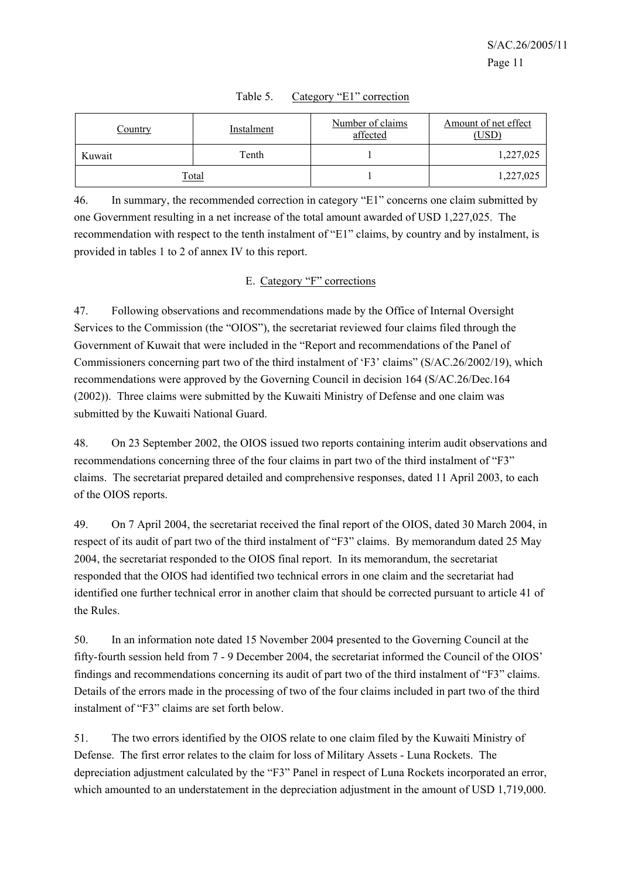Table 5. Category "E1" correction

| Country | Instalment | Number of claims affected | Amount of net effect (USD) |
|---|---|---|---|
| Kuwait | Tenth | 1 | 1,227,025 |
| Total | | 1 | 1,227,025 |

46. In summary, the recommended correction in category "E1" concerns one claim submitted by one Government resulting in a net increase of the total amount awarded of USD 1,227,025. The recommendation with respect to the tenth instalment of "E1" claims, by country and by instalment, is provided in tables 1 to 2 of annex IV to this report.

## E. Category "F" corrections

47. Following observations and recommendations made by the Office of Internal Oversight Services to the Commission (the "OIOS"), the secretariat reviewed four claims filed through the Government of Kuwait that were included in the "Report and recommendations of the Panel of Commissioners concerning part two of the third instalment of 'F3' claims" (S/AC.26/2002/19), which recommendations were approved by the Governing Council in decision 164 (S/AC.26/Dec.164 (2002)). Three claims were submitted by the Kuwaiti Ministry of Defense and one claim was submitted by the Kuwaiti National Guard.

48. On 23 September 2002, the OIOS issued two reports containing interim audit observations and recommendations concerning three of the four claims in part two of the third instalment of "F3" claims. The secretariat prepared detailed and comprehensive responses, dated 11 April 2003, to each of the OIOS reports.

49. On 7 April 2004, the secretariat received the final report of the OIOS, dated 30 March 2004, in respect of its audit of part two of the third instalment of "F3" claims. By memorandum dated 25 May 2004, the secretariat responded to the OIOS final report. In its memorandum, the secretariat responded that the OIOS had identified two technical errors in one claim and the secretariat had identified one further technical error in another claim that should be corrected pursuant to article 41 of the Rules.

50. In an information note dated 15 November 2004 presented to the Governing Council at the fifty-fourth session held from 7 - 9 December 2004, the secretariat informed the Council of the OIOS' findings and recommendations concerning its audit of part two of the third instalment of "F3" claims. Details of the errors made in the processing of two of the four claims included in part two of the third instalment of "F3" claims are set forth below.

51. The two errors identified by the OIOS relate to one claim filed by the Kuwaiti Ministry of Defense. The first error relates to the claim for loss of Military Assets - Luna Rockets. The depreciation adjustment calculated by the "F3" Panel in respect of Luna Rockets incorporated an error, which amounted to an understatement in the depreciation adjustment in the amount of USD 1,719,000.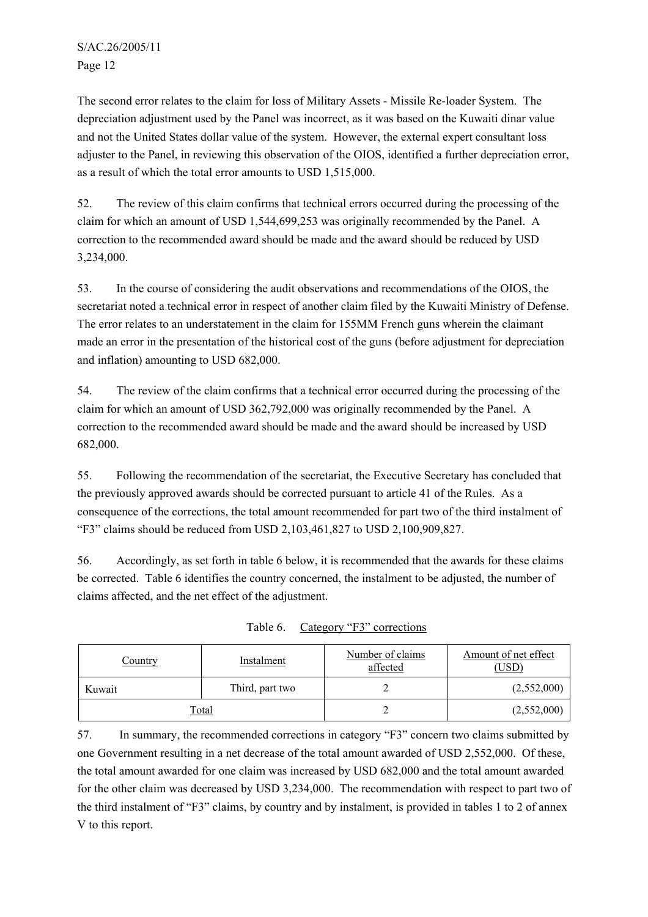The second error relates to the claim for loss of Military Assets - Missile Re-loader System. The depreciation adjustment used by the Panel was incorrect, as it was based on the Kuwaiti dinar value and not the United States dollar value of the system. However, the external expert consultant loss adjuster to the Panel, in reviewing this observation of the OIOS, identified a further depreciation error, as a result of which the total error amounts to USD 1,515,000.

52. The review of this claim confirms that technical errors occurred during the processing of the claim for which an amount of USD 1,544,699,253 was originally recommended by the Panel. A correction to the recommended award should be made and the award should be reduced by USD 3,234,000.

53. In the course of considering the audit observations and recommendations of the OIOS, the secretariat noted a technical error in respect of another claim filed by the Kuwaiti Ministry of Defense. The error relates to an understatement in the claim for 155MM French guns wherein the claimant made an error in the presentation of the historical cost of the guns (before adjustment for depreciation and inflation) amounting to USD 682,000.

54. The review of the claim confirms that a technical error occurred during the processing of the claim for which an amount of USD 362,792,000 was originally recommended by the Panel. A correction to the recommended award should be made and the award should be increased by USD 682,000.

55. Following the recommendation of the secretariat, the Executive Secretary has concluded that the previously approved awards should be corrected pursuant to article 41 of the Rules. As a consequence of the corrections, the total amount recommended for part two of the third instalment of "F3" claims should be reduced from USD 2,103,461,827 to USD 2,100,909,827.

56. Accordingly, as set forth in table 6 below, it is recommended that the awards for these claims be corrected. Table 6 identifies the country concerned, the instalment to be adjusted, the number of claims affected, and the net effect of the adjustment.

Table 6. Category "F3" corrections

| Country | Instalment | Number of claims affected | Amount of net effect (USD) |
|---|---|---|---|
| Kuwait | Third, part two | 2 | (2,552,000) |
| Total | | 2 | (2,552,000) |

57. In summary, the recommended corrections in category "F3" concern two claims submitted by one Government resulting in a net decrease of the total amount awarded of USD 2,552,000. Of these, the total amount awarded for one claim was increased by USD 682,000 and the total amount awarded for the other claim was decreased by USD 3,234,000. The recommendation with respect to part two of the third instalment of "F3" claims, by country and by instalment, is provided in tables 1 to 2 of annex V to this report.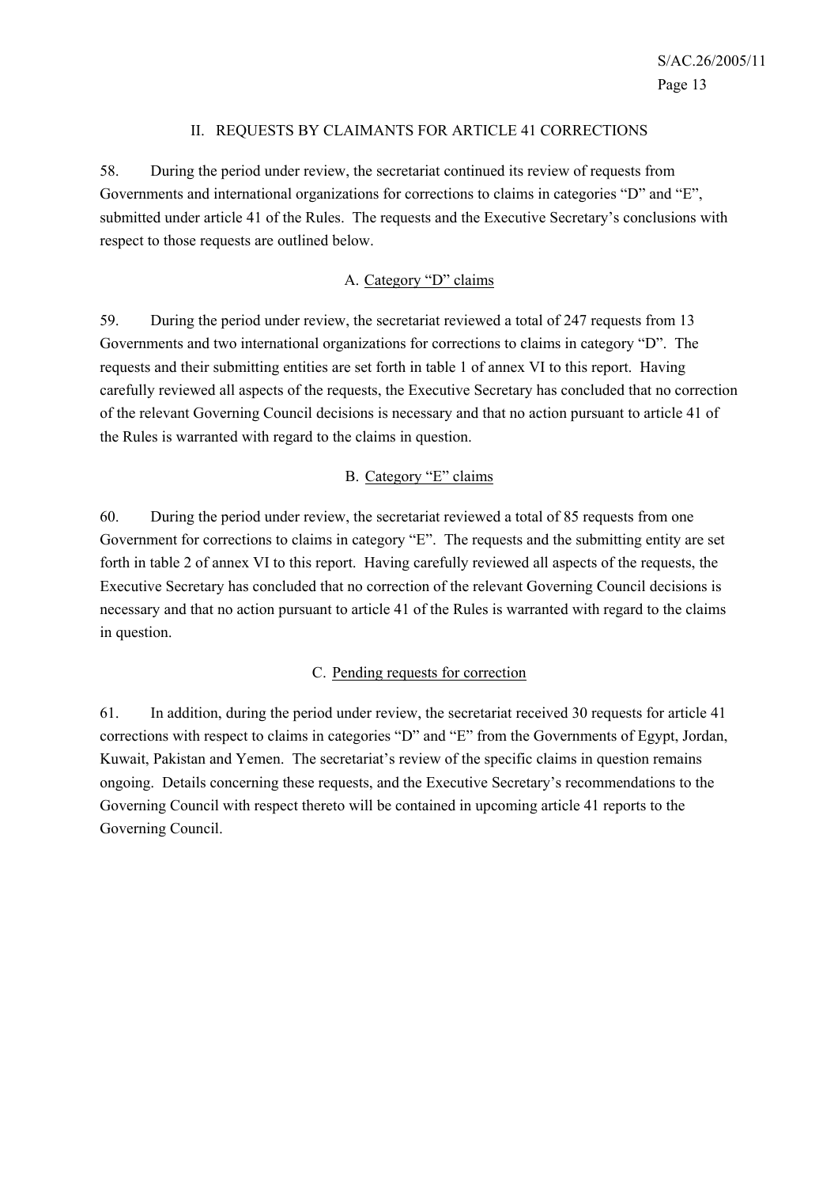## II. REQUESTS BY CLAIMANTS FOR ARTICLE 41 CORRECTIONS

58. During the period under review, the secretariat continued its review of requests from Governments and international organizations for corrections to claims in categories "D" and "E", submitted under article 41 of the Rules. The requests and the Executive Secretary's conclusions with respect to those requests are outlined below.

### A. Category "D" claims

59. During the period under review, the secretariat reviewed a total of 247 requests from 13 Governments and two international organizations for corrections to claims in category "D". The requests and their submitting entities are set forth in table 1 of annex VI to this report. Having carefully reviewed all aspects of the requests, the Executive Secretary has concluded that no correction of the relevant Governing Council decisions is necessary and that no action pursuant to article 41 of the Rules is warranted with regard to the claims in question.

### B. Category "E" claims

60. During the period under review, the secretariat reviewed a total of 85 requests from one Government for corrections to claims in category "E". The requests and the submitting entity are set forth in table 2 of annex VI to this report. Having carefully reviewed all aspects of the requests, the Executive Secretary has concluded that no correction of the relevant Governing Council decisions is necessary and that no action pursuant to article 41 of the Rules is warranted with regard to the claims in question.

### C. Pending requests for correction

61. In addition, during the period under review, the secretariat received 30 requests for article 41 corrections with respect to claims in categories "D" and "E" from the Governments of Egypt, Jordan, Kuwait, Pakistan and Yemen. The secretariat's review of the specific claims in question remains ongoing. Details concerning these requests, and the Executive Secretary's recommendations to the Governing Council with respect thereto will be contained in upcoming article 41 reports to the Governing Council.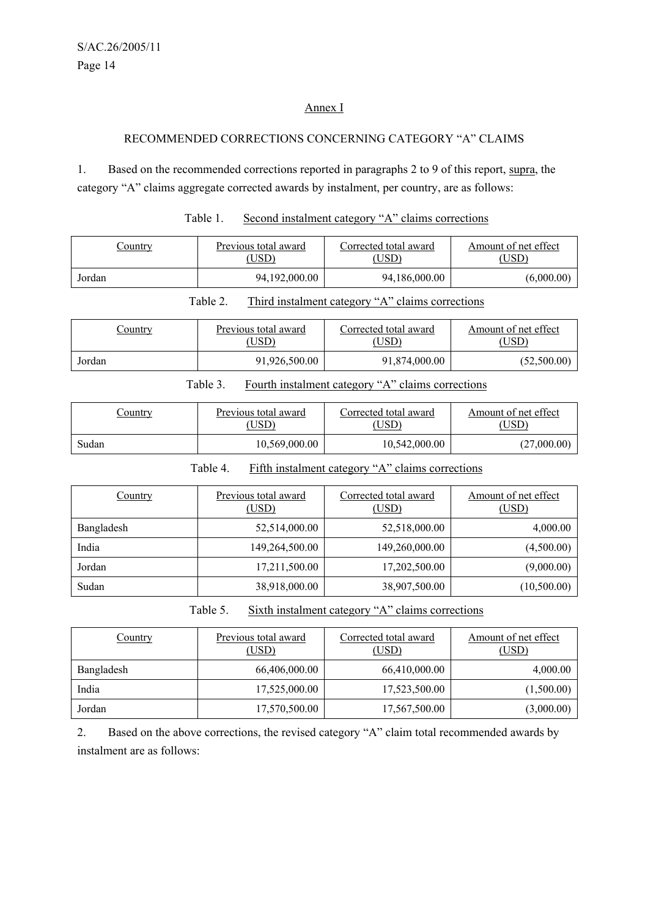## Annex I

RECOMMENDED CORRECTIONS CONCERNING CATEGORY "A" CLAIMS

1. Based on the recommended corrections reported in paragraphs 2 to 9 of this report, supra, the category "A" claims aggregate corrected awards by instalment, per country, are as follows:

Table 1. Second instalment category "A" claims corrections

| Country | Previous total award (USD) | Corrected total award (USD) | Amount of net effect (USD) |
|---|---|---|---|
| Jordan | 94,192,000.00 | 94,186,000.00 | (6,000.00) |

Table 2. Third instalment category "A" claims corrections

| Country | Previous total award (USD) | Corrected total award (USD) | Amount of net effect (USD) |
|---|---|---|---|
| Jordan | 91,926,500.00 | 91,874,000.00 | (52,500.00) |

Table 3. Fourth instalment category "A" claims corrections

| Country | Previous total award (USD) | Corrected total award (USD) | Amount of net effect (USD) |
|---|---|---|---|
| Sudan | 10,569,000.00 | 10,542,000.00 | (27,000.00) |

Table 4. Fifth instalment category "A" claims corrections

| Country | Previous total award (USD) | Corrected total award (USD) | Amount of net effect (USD) |
|---|---|---|---|
| Bangladesh | 52,514,000.00 | 52,518,000.00 | 4,000.00 |
| India | 149,264,500.00 | 149,260,000.00 | (4,500.00) |
| Jordan | 17,211,500.00 | 17,202,500.00 | (9,000.00) |
| Sudan | 38,918,000.00 | 38,907,500.00 | (10,500.00) |

Table 5. Sixth instalment category "A" claims corrections

| Country | Previous total award (USD) | Corrected total award (USD) | Amount of net effect (USD) |
|---|---|---|---|
| Bangladesh | 66,406,000.00 | 66,410,000.00 | 4,000.00 |
| India | 17,525,000.00 | 17,523,500.00 | (1,500.00) |
| Jordan | 17,570,500.00 | 17,567,500.00 | (3,000.00) |

2. Based on the above corrections, the revised category "A" claim total recommended awards by instalment are as follows: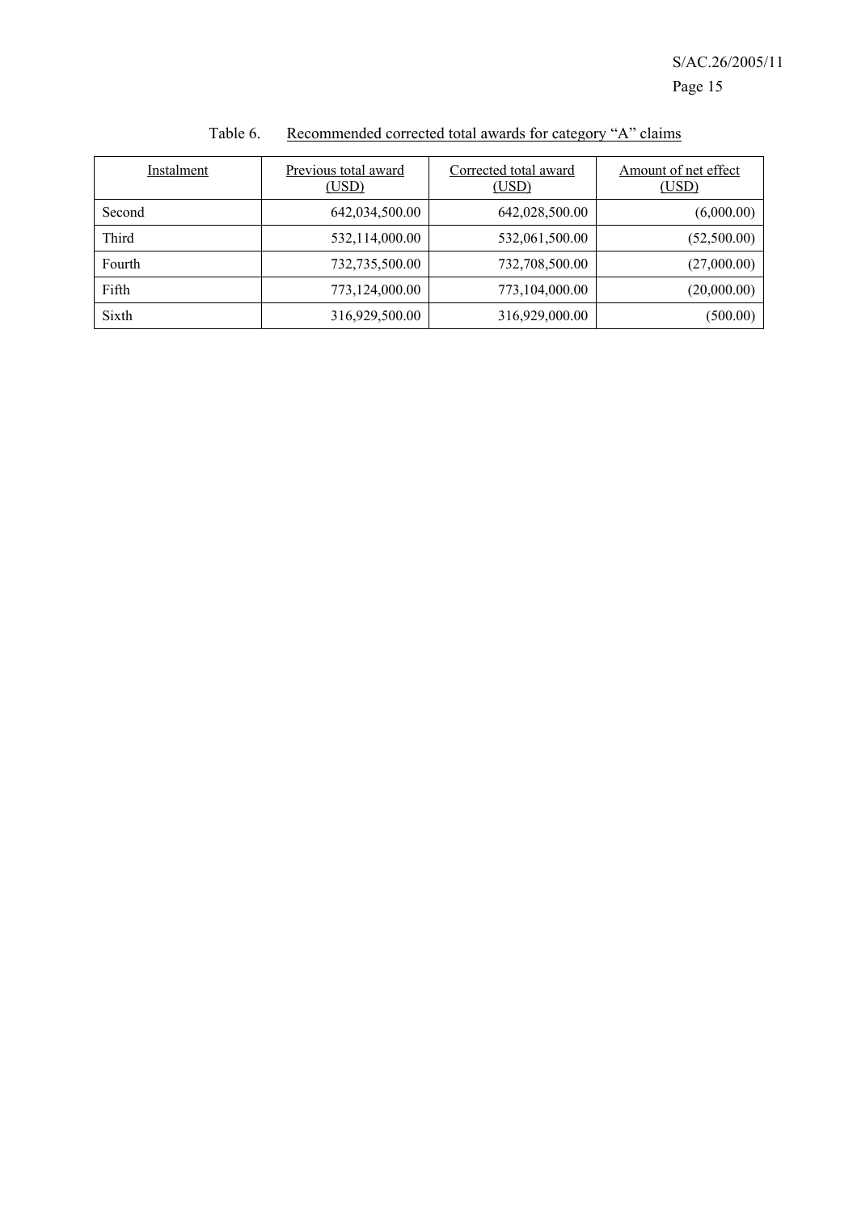Table 6. Recommended corrected total awards for category "A" claims

| Instalment | Previous total award (USD) | Corrected total award (USD) | Amount of net effect (USD) |
|---|---|---|---|
| Second | 642,034,500.00 | 642,028,500.00 | (6,000.00) |
| Third | 532,114,000.00 | 532,061,500.00 | (52,500.00) |
| Fourth | 732,735,500.00 | 732,708,500.00 | (27,000.00) |
| Fifth | 773,124,000.00 | 773,104,000.00 | (20,000.00) |
| Sixth | 316,929,500.00 | 316,929,000.00 | (500.00) |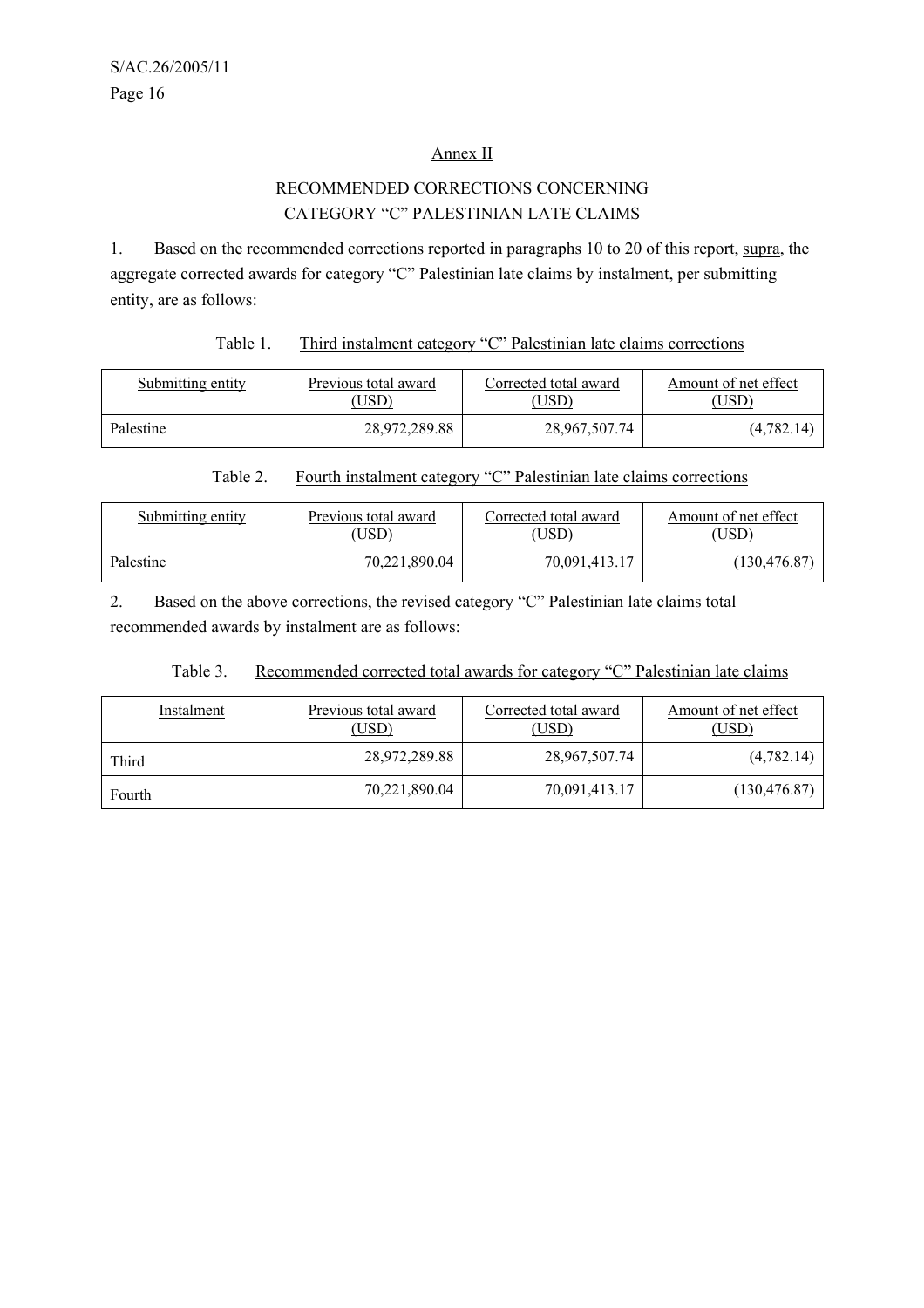## Annex II

### RECOMMENDED CORRECTIONS CONCERNING CATEGORY "C" PALESTINIAN LATE CLAIMS

1. Based on the recommended corrections reported in paragraphs 10 to 20 of this report, supra, the aggregate corrected awards for category "C" Palestinian late claims by instalment, per submitting entity, are as follows:

Table 1. Third instalment category "C" Palestinian late claims corrections

| Submitting entity | Previous total award (USD) | Corrected total award (USD) | Amount of net effect (USD) |
|---|---|---|---|
| Palestine | 28,972,289.88 | 28,967,507.74 | (4,782.14) |

Table 2. Fourth instalment category "C" Palestinian late claims corrections

| Submitting entity | Previous total award (USD) | Corrected total award (USD) | Amount of net effect (USD) |
|---|---|---|---|
| Palestine | 70,221,890.04 | 70,091,413.17 | (130,476.87) |

2. Based on the above corrections, the revised category "C" Palestinian late claims total recommended awards by instalment are as follows:

Table 3. Recommended corrected total awards for category "C" Palestinian late claims

| Instalment | Previous total award (USD) | Corrected total award (USD) | Amount of net effect (USD) |
|---|---|---|---|
| Third | 28,972,289.88 | 28,967,507.74 | (4,782.14) |
| Fourth | 70,221,890.04 | 70,091,413.17 | (130,476.87) |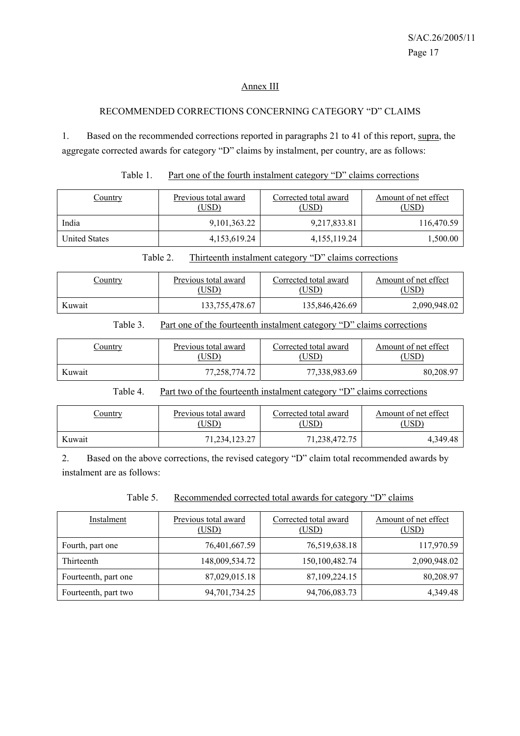## Annex III

### RECOMMENDED CORRECTIONS CONCERNING CATEGORY "D" CLAIMS

1. Based on the recommended corrections reported in paragraphs 21 to 41 of this report, supra, the aggregate corrected awards for category "D" claims by instalment, per country, are as follows:

Table 1. Part one of the fourth instalment category "D" claims corrections

| Country | Previous total award (USD) | Corrected total award (USD) | Amount of net effect (USD) |
|---|---|---|---|
| India | 9,101,363.22 | 9,217,833.81 | 116,470.59 |
| United States | 4,153,619.24 | 4,155,119.24 | 1,500.00 |

Table 2. Thirteenth instalment category "D" claims corrections

| Country | Previous total award (USD) | Corrected total award (USD) | Amount of net effect (USD) |
|---|---|---|---|
| Kuwait | 133,755,478.67 | 135,846,426.69 | 2,090,948.02 |

Table 3. Part one of the fourteenth instalment category "D" claims corrections

| Country | Previous total award (USD) | Corrected total award (USD) | Amount of net effect (USD) |
|---|---|---|---|
| Kuwait | 77,258,774.72 | 77,338,983.69 | 80,208.97 |

Table 4. Part two of the fourteenth instalment category "D" claims corrections

| Country | Previous total award (USD) | Corrected total award (USD) | Amount of net effect (USD) |
|---|---|---|---|
| Kuwait | 71,234,123.27 | 71,238,472.75 | 4,349.48 |

2. Based on the above corrections, the revised category "D" claim total recommended awards by instalment are as follows:

Table 5. Recommended corrected total awards for category "D" claims

| Instalment | Previous total award (USD) | Corrected total award (USD) | Amount of net effect (USD) |
|---|---|---|---|
| Fourth, part one | 76,401,667.59 | 76,519,638.18 | 117,970.59 |
| Thirteenth | 148,009,534.72 | 150,100,482.74 | 2,090,948.02 |
| Fourteenth, part one | 87,029,015.18 | 87,109,224.15 | 80,208.97 |
| Fourteenth, part two | 94,701,734.25 | 94,706,083.73 | 4,349.48 |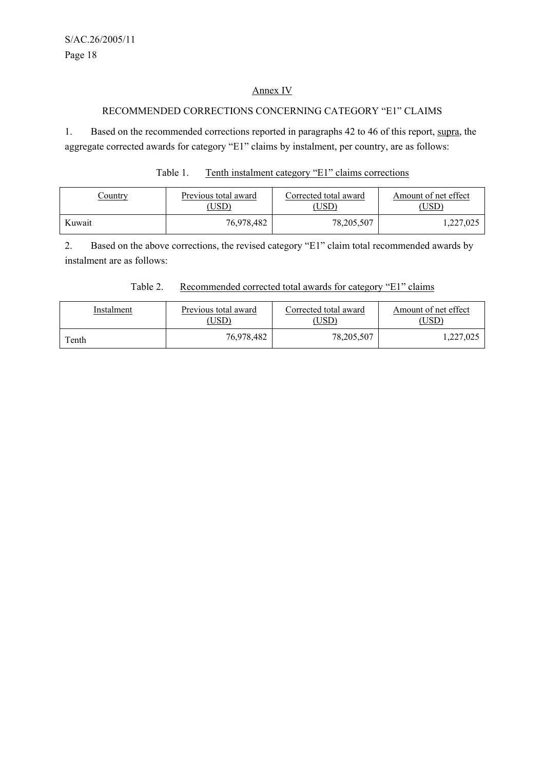## Annex IV

### RECOMMENDED CORRECTIONS CONCERNING CATEGORY "E1" CLAIMS

1. Based on the recommended corrections reported in paragraphs 42 to 46 of this report, supra, the aggregate corrected awards for category "E1" claims by instalment, per country, are as follows:

Table 1. Tenth instalment category "E1" claims corrections

| Country | Previous total award (USD) | Corrected total award (USD) | Amount of net effect (USD) |
|---|---|---|---|
| Kuwait | 76,978,482 | 78,205,507 | 1,227,025 |

2. Based on the above corrections, the revised category "E1" claim total recommended awards by instalment are as follows:

Table 2. Recommended corrected total awards for category "E1" claims

| Instalment | Previous total award (USD) | Corrected total award (USD) | Amount of net effect (USD) |
|---|---|---|---|
| Tenth | 76,978,482 | 78,205,507 | 1,227,025 |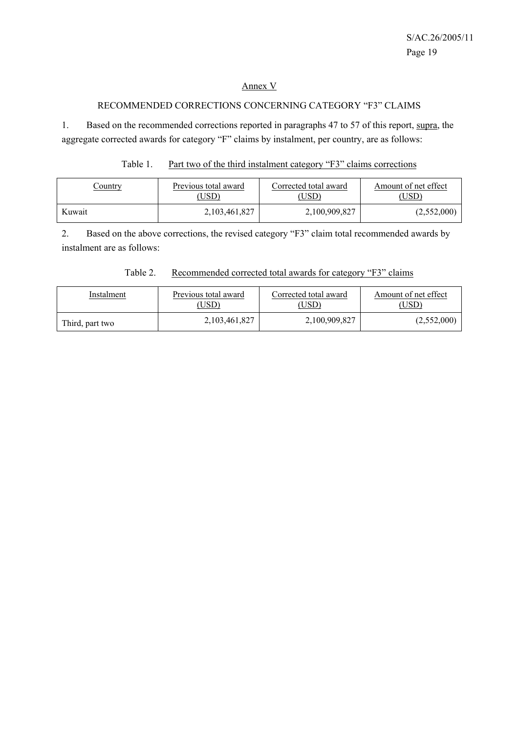## Annex V

### RECOMMENDED CORRECTIONS CONCERNING CATEGORY "F3" CLAIMS

1. Based on the recommended corrections reported in paragraphs 47 to 57 of this report, supra, the aggregate corrected awards for category "F" claims by instalment, per country, are as follows:

Table 1. Part two of the third instalment category "F3" claims corrections

| Country | Previous total award (USD) | Corrected total award (USD) | Amount of net effect (USD) |
|---|---|---|---|
| Kuwait | 2,103,461,827 | 2,100,909,827 | (2,552,000) |

2. Based on the above corrections, the revised category "F3" claim total recommended awards by instalment are as follows:

Table 2. Recommended corrected total awards for category "F3" claims

| Instalment | Previous total award (USD) | Corrected total award (USD) | Amount of net effect (USD) |
|---|---|---|---|
| Third, part two | 2,103,461,827 | 2,100,909,827 | (2,552,000) |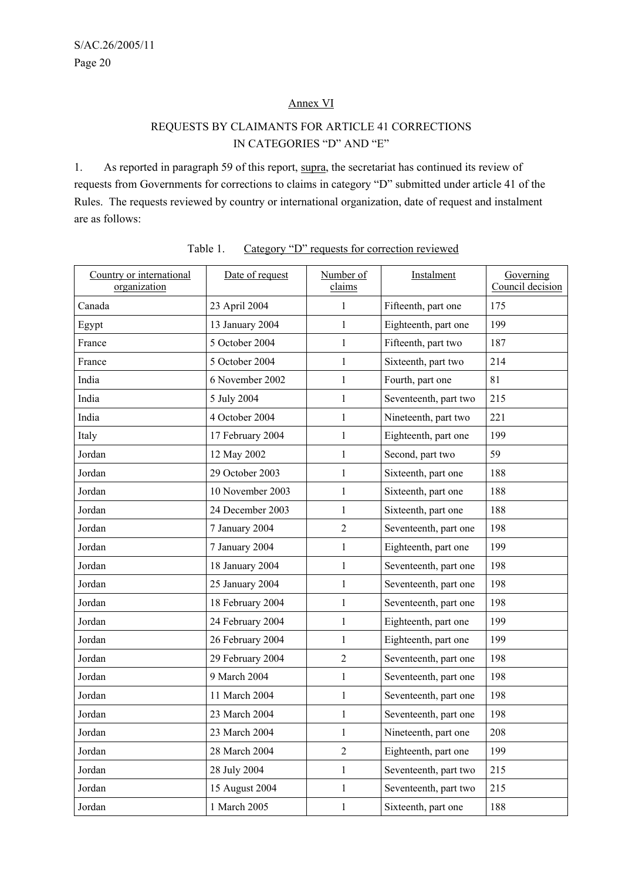## Annex VI

### REQUESTS BY CLAIMANTS FOR ARTICLE 41 CORRECTIONS IN CATEGORIES "D" AND "E"

1. As reported in paragraph 59 of this report, supra, the secretariat has continued its review of requests from Governments for corrections to claims in category "D" submitted under article 41 of the Rules. The requests reviewed by country or international organization, date of request and instalment are as follows:

Table 1. Category "D" requests for correction reviewed

| Country or international organization | Date of request | Number of claims | Instalment | Governing Council decision |
|---|---|---|---|---|
| Canada | 23 April 2004 | 1 | Fifteenth, part one | 175 |
| Egypt | 13 January 2004 | 1 | Eighteenth, part one | 199 |
| France | 5 October 2004 | 1 | Fifteenth, part two | 187 |
| France | 5 October 2004 | 1 | Sixteenth, part two | 214 |
| India | 6 November 2002 | 1 | Fourth, part one | 81 |
| India | 5 July 2004 | 1 | Seventeenth, part two | 215 |
| India | 4 October 2004 | 1 | Nineteenth, part two | 221 |
| Italy | 17 February 2004 | 1 | Eighteenth, part one | 199 |
| Jordan | 12 May 2002 | 1 | Second, part two | 59 |
| Jordan | 29 October 2003 | 1 | Sixteenth, part one | 188 |
| Jordan | 10 November 2003 | 1 | Sixteenth, part one | 188 |
| Jordan | 24 December 2003 | 1 | Sixteenth, part one | 188 |
| Jordan | 7 January 2004 | 2 | Seventeenth, part one | 198 |
| Jordan | 7 January 2004 | 1 | Eighteenth, part one | 199 |
| Jordan | 18 January 2004 | 1 | Seventeenth, part one | 198 |
| Jordan | 25 January 2004 | 1 | Seventeenth, part one | 198 |
| Jordan | 18 February 2004 | 1 | Seventeenth, part one | 198 |
| Jordan | 24 February 2004 | 1 | Eighteenth, part one | 199 |
| Jordan | 26 February 2004 | 1 | Eighteenth, part one | 199 |
| Jordan | 29 February 2004 | 2 | Seventeenth, part one | 198 |
| Jordan | 9 March 2004 | 1 | Seventeenth, part one | 198 |
| Jordan | 11 March 2004 | 1 | Seventeenth, part one | 198 |
| Jordan | 23 March 2004 | 1 | Seventeenth, part one | 198 |
| Jordan | 23 March 2004 | 1 | Nineteenth, part one | 208 |
| Jordan | 28 March 2004 | 2 | Eighteenth, part one | 199 |
| Jordan | 28 July 2004 | 1 | Seventeenth, part two | 215 |
| Jordan | 15 August 2004 | 1 | Seventeenth, part two | 215 |
| Jordan | 1 March 2005 | 1 | Sixteenth, part one | 188 |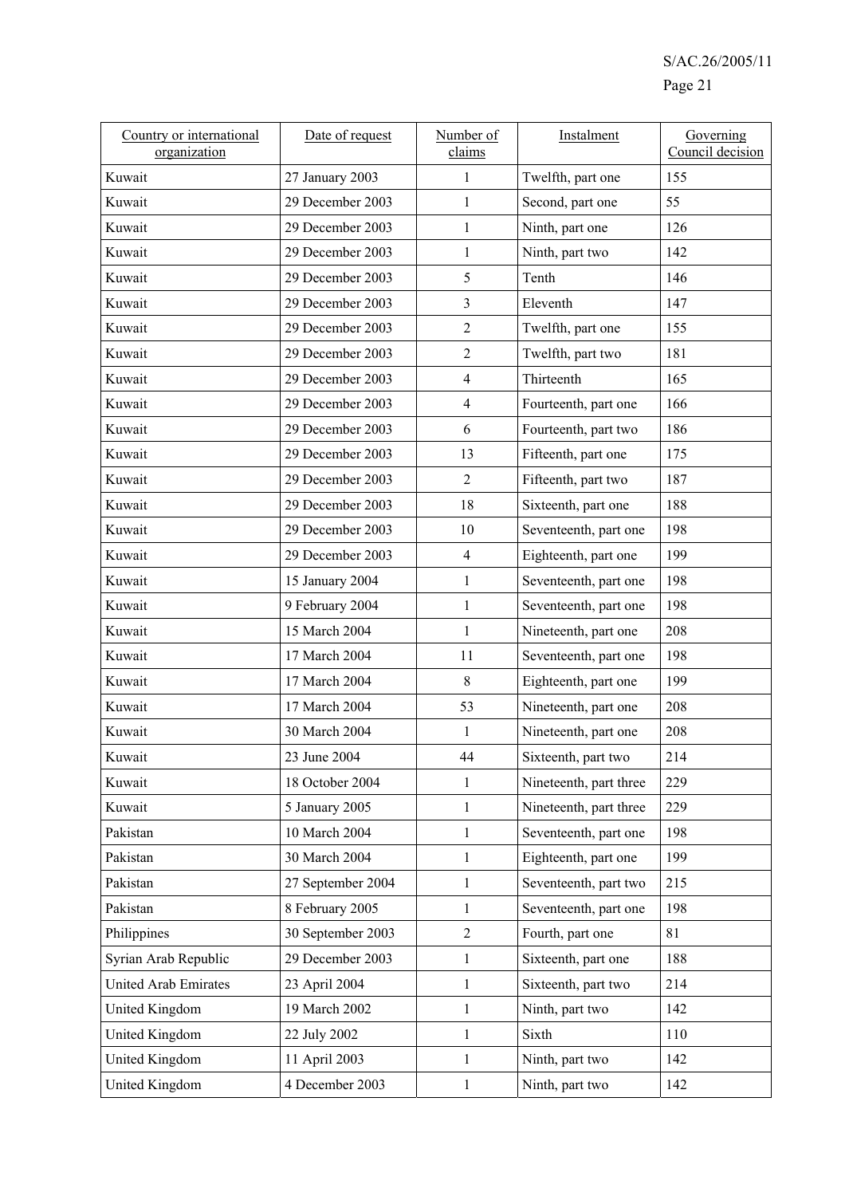| Country or international organization | Date of request | Number of claims | Instalment | Governing Council decision |
|---|---|---|---|---|
| Kuwait | 27 January 2003 | 1 | Twelfth, part one | 155 |
| Kuwait | 29 December 2003 | 1 | Second, part one | 55 |
| Kuwait | 29 December 2003 | 1 | Ninth, part one | 126 |
| Kuwait | 29 December 2003 | 1 | Ninth, part two | 142 |
| Kuwait | 29 December 2003 | 5 | Tenth | 146 |
| Kuwait | 29 December 2003 | 3 | Eleventh | 147 |
| Kuwait | 29 December 2003 | 2 | Twelfth, part one | 155 |
| Kuwait | 29 December 2003 | 2 | Twelfth, part two | 181 |
| Kuwait | 29 December 2003 | 4 | Thirteenth | 165 |
| Kuwait | 29 December 2003 | 4 | Fourteenth, part one | 166 |
| Kuwait | 29 December 2003 | 6 | Fourteenth, part two | 186 |
| Kuwait | 29 December 2003 | 13 | Fifteenth, part one | 175 |
| Kuwait | 29 December 2003 | 2 | Fifteenth, part two | 187 |
| Kuwait | 29 December 2003 | 18 | Sixteenth, part one | 188 |
| Kuwait | 29 December 2003 | 10 | Seventeenth, part one | 198 |
| Kuwait | 29 December 2003 | 4 | Eighteenth, part one | 199 |
| Kuwait | 15 January 2004 | 1 | Seventeenth, part one | 198 |
| Kuwait | 9 February 2004 | 1 | Seventeenth, part one | 198 |
| Kuwait | 15 March 2004 | 1 | Nineteenth, part one | 208 |
| Kuwait | 17 March 2004 | 11 | Seventeenth, part one | 198 |
| Kuwait | 17 March 2004 | 8 | Eighteenth, part one | 199 |
| Kuwait | 17 March 2004 | 53 | Nineteenth, part one | 208 |
| Kuwait | 30 March 2004 | 1 | Nineteenth, part one | 208 |
| Kuwait | 23 June 2004 | 44 | Sixteenth, part two | 214 |
| Kuwait | 18 October 2004 | 1 | Nineteenth, part three | 229 |
| Kuwait | 5 January 2005 | 1 | Nineteenth, part three | 229 |
| Pakistan | 10 March 2004 | 1 | Seventeenth, part one | 198 |
| Pakistan | 30 March 2004 | 1 | Eighteenth, part one | 199 |
| Pakistan | 27 September 2004 | 1 | Seventeenth, part two | 215 |
| Pakistan | 8 February 2005 | 1 | Seventeenth, part one | 198 |
| Philippines | 30 September 2003 | 2 | Fourth, part one | 81 |
| Syrian Arab Republic | 29 December 2003 | 1 | Sixteenth, part one | 188 |
| United Arab Emirates | 23 April 2004 | 1 | Sixteenth, part two | 214 |
| United Kingdom | 19 March 2002 | 1 | Ninth, part two | 142 |
| United Kingdom | 22 July 2002 | 1 | Sixth | 110 |
| United Kingdom | 11 April 2003 | 1 | Ninth, part two | 142 |
| United Kingdom | 4 December 2003 | 1 | Ninth, part two | 142 |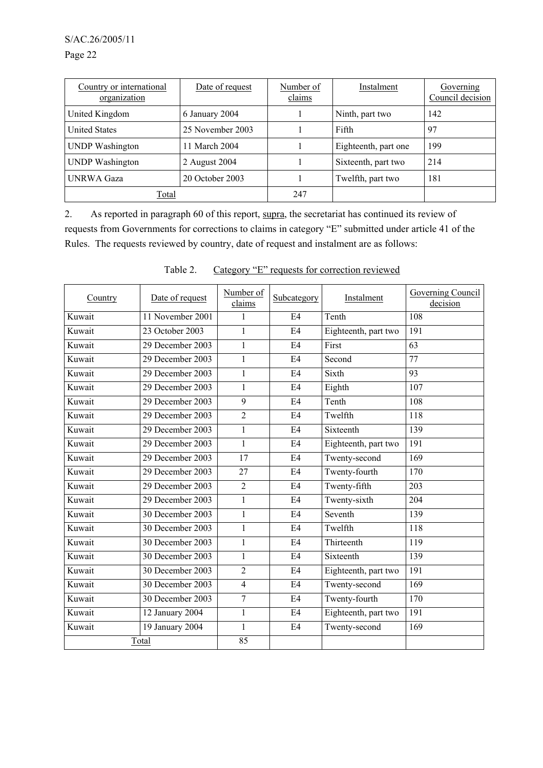| Country or international organization | Date of request | Number of claims | Instalment | Governing Council decision |
|---|---|---|---|---|
| United Kingdom | 6 January 2004 | 1 | Ninth, part two | 142 |
| United States | 25 November 2003 | 1 | Fifth | 97 |
| UNDP Washington | 11 March 2004 | 1 | Eighteenth, part one | 199 |
| UNDP Washington | 2 August 2004 | 1 | Sixteenth, part two | 214 |
| UNRWA Gaza | 20 October 2003 | 1 | Twelfth, part two | 181 |
| Total | | 247 | | |

2. As reported in paragraph 60 of this report, supra, the secretariat has continued its review of requests from Governments for corrections to claims in category "E" submitted under article 41 of the Rules. The requests reviewed by country, date of request and instalment are as follows:

Table 2. Category "E" requests for correction reviewed

| Country | Date of request | Number of claims | Subcategory | Instalment | Governing Council decision |
|---|---|---|---|---|---|
| Kuwait | 11 November 2001 | 1 | E4 | Tenth | 108 |
| Kuwait | 23 October 2003 | 1 | E4 | Eighteenth, part two | 191 |
| Kuwait | 29 December 2003 | 1 | E4 | First | 63 |
| Kuwait | 29 December 2003 | 1 | E4 | Second | 77 |
| Kuwait | 29 December 2003 | 1 | E4 | Sixth | 93 |
| Kuwait | 29 December 2003 | 1 | E4 | Eighth | 107 |
| Kuwait | 29 December 2003 | 9 | E4 | Tenth | 108 |
| Kuwait | 29 December 2003 | 2 | E4 | Twelfth | 118 |
| Kuwait | 29 December 2003 | 1 | E4 | Sixteenth | 139 |
| Kuwait | 29 December 2003 | 1 | E4 | Eighteenth, part two | 191 |
| Kuwait | 29 December 2003 | 17 | E4 | Twenty-second | 169 |
| Kuwait | 29 December 2003 | 27 | E4 | Twenty-fourth | 170 |
| Kuwait | 29 December 2003 | 2 | E4 | Twenty-fifth | 203 |
| Kuwait | 29 December 2003 | 1 | E4 | Twenty-sixth | 204 |
| Kuwait | 30 December 2003 | 1 | E4 | Seventh | 139 |
| Kuwait | 30 December 2003 | 1 | E4 | Twelfth | 118 |
| Kuwait | 30 December 2003 | 1 | E4 | Thirteenth | 119 |
| Kuwait | 30 December 2003 | 1 | E4 | Sixteenth | 139 |
| Kuwait | 30 December 2003 | 2 | E4 | Eighteenth, part two | 191 |
| Kuwait | 30 December 2003 | 4 | E4 | Twenty-second | 169 |
| Kuwait | 30 December 2003 | 7 | E4 | Twenty-fourth | 170 |
| Kuwait | 12 January 2004 | 1 | E4 | Eighteenth, part two | 191 |
| Kuwait | 19 January 2004 | 1 | E4 | Twenty-second | 169 |
| Total | | 85 | | | |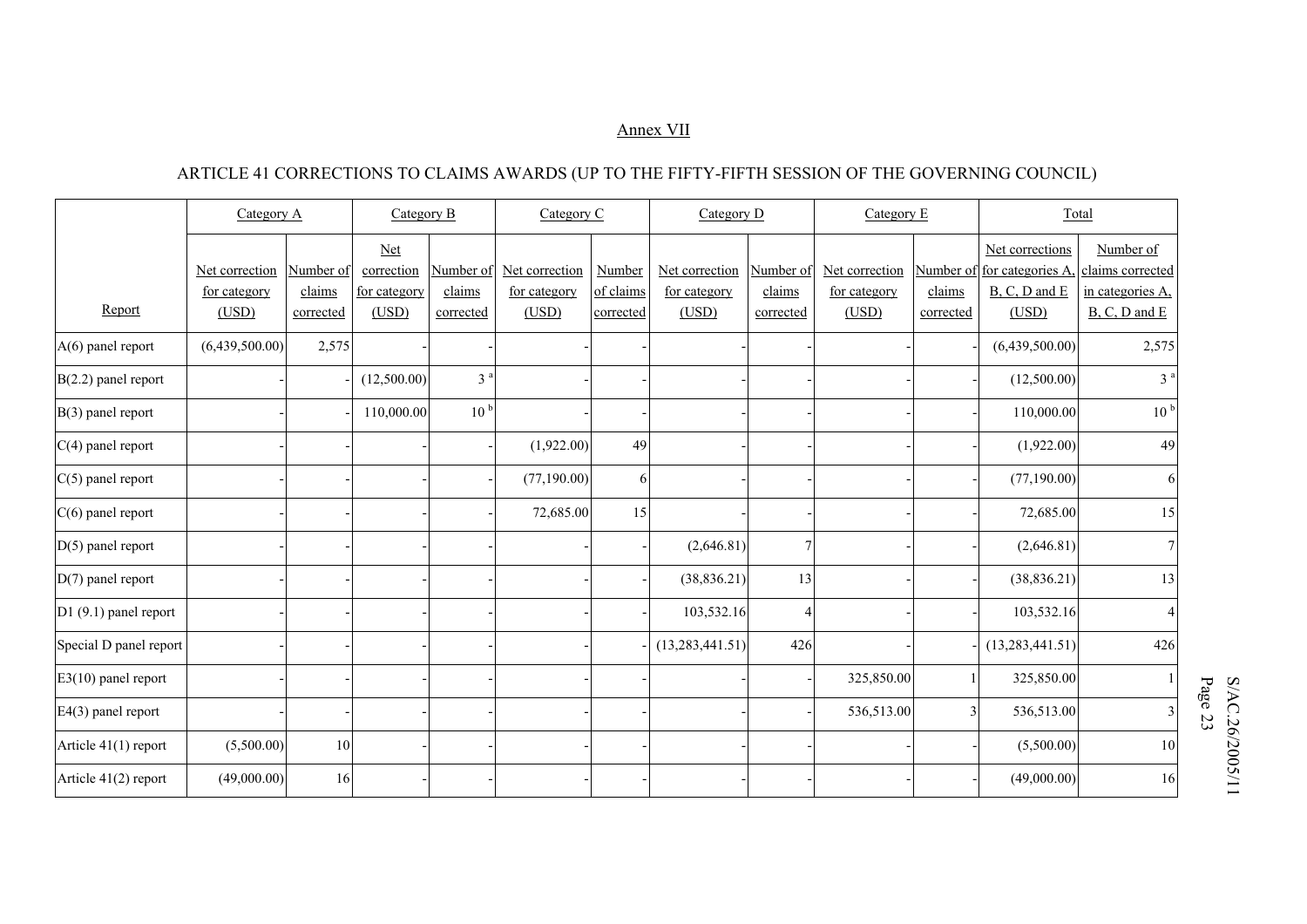Annex VII

ARTICLE 41 CORRECTIONS TO CLAIMS AWARDS (UP TO THE FIFTY-FIFTH SESSION OF THE GOVERNING COUNCIL)

| | Category A | | Category B | | Category C | | Category D | | Category E | | Total | |
|---|---|---|---|---|---|---|---|---|---|---|---|---|
| Report | Net correction for category (USD) | Number of claims corrected | Net correction for category (USD) | Number of claims corrected | Net correction for category (USD) | Number of claims corrected | Net correction for category (USD) | Number of claims corrected | Net correction for category (USD) | Number of claims corrected | Net corrections for categories A, B, C, D and E (USD) | Number of claims corrected in categories A, B, C, D and E |
| A(6) panel report | (6,439,500.00) | 2,575 | - | - | - | - | - | - | - | - | (6,439,500.00) | 2,575 |
| B(2.2) panel report | - | - | (12,500.00) | 3 [a] | - | - | - | - | - | - | (12,500.00) | 3 [a] |
| B(3) panel report | - | - | 110,000.00 | 10 [b] | - | - | - | - | - | - | 110,000.00 | 10 [b] |
| C(4) panel report | - | - | - | - | (1,922.00) | 49 | - | - | - | - | (1,922.00) | 49 |
| C(5) panel report | - | - | - | - | (77,190.00) | 6 | - | - | - | - | (77,190.00) | 6 |
| C(6) panel report | - | - | - | - | 72,685.00 | 15 | - | - | - | - | 72,685.00 | 15 |
| D(5) panel report | - | - | - | - | - | - | (2,646.81) | 7 | - | - | (2,646.81) | 7 |
| D(7) panel report | - | - | - | - | - | - | (38,836.21) | 13 | - | - | (38,836.21) | 13 |
| D1 (9.1) panel report | - | - | - | - | - | - | 103,532.16 | 4 | - | - | 103,532.16 | 4 |
| Special D panel report | - | - | - | - | - | - | (13,283,441.51) | 426 | - | - | (13,283,441.51) | 426 |
| E3(10) panel report | - | - | - | - | - | - | - | - | 325,850.00 | 1 | 325,850.00 | 1 |
| E4(3) panel report | - | - | - | - | - | - | - | - | 536,513.00 | 3 | 536,513.00 | 3 |
| Article 41(1) report | (5,500.00) | 10 | - | - | - | - | - | - | - | - | (5,500.00) | 10 |
| Article 41(2) report | (49,000.00) | 16 | - | - | - | - | - | - | - | - | (49,000.00) | 16 |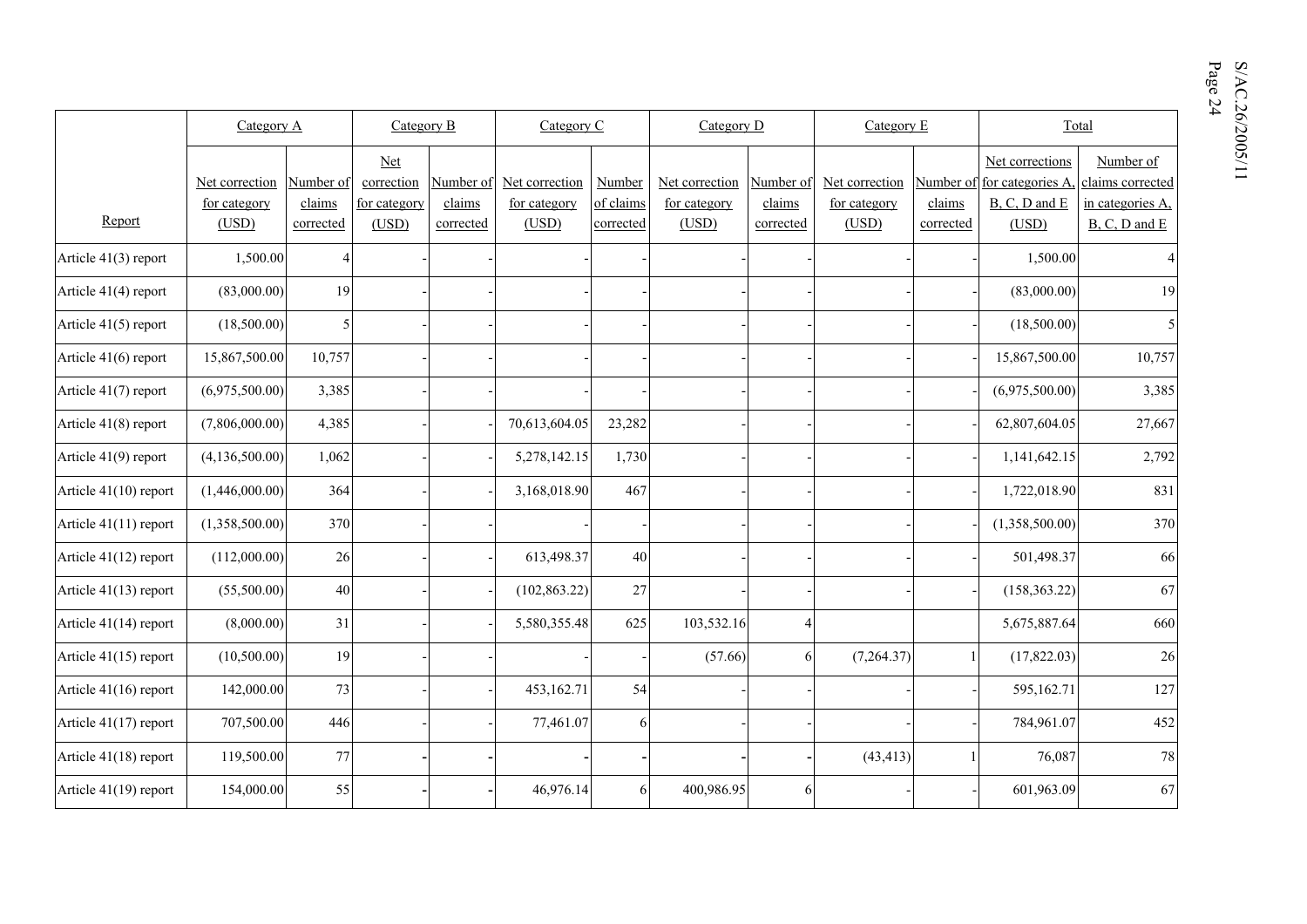| Report | Category A | | Category B | | Category C | | Category D | | Category E | | Total | |
|---|---|---|---|---|---|---|---|---|---|---|---|---|
| | Net correction for category (USD) | Number of claims corrected | Net correction for category (USD) | Number of claims corrected | Net correction for category (USD) | Number of claims corrected | Net correction for category (USD) | Number of claims corrected | Net correction for category (USD) | Number of claims corrected | Net corrections for categories A, B, C, D and E (USD) | Number of claims corrected in categories A, B, C, D and E |
| Article 41(3) report | 1,500.00 | 4 | - | - | - | - | - | - | - | - | 1,500.00 | 4 |
| Article 41(4) report | (83,000.00) | 19 | - | - | - | - | - | - | - | - | (83,000.00) | 19 |
| Article 41(5) report | (18,500.00) | 5 | - | - | - | - | - | - | - | - | (18,500.00) | 5 |
| Article 41(6) report | 15,867,500.00 | 10,757 | - | - | - | - | - | - | - | - | 15,867,500.00 | 10,757 |
| Article 41(7) report | (6,975,500.00) | 3,385 | - | - | - | - | - | - | - | - | (6,975,500.00) | 3,385 |
| Article 41(8) report | (7,806,000.00) | 4,385 | - | - | 70,613,604.05 | 23,282 | - | - | - | - | 62,807,604.05 | 27,667 |
| Article 41(9) report | (4,136,500.00) | 1,062 | - | - | 5,278,142.15 | 1,730 | - | - | - | - | 1,141,642.15 | 2,792 |
| Article 41(10) report | (1,446,000.00) | 364 | - | - | 3,168,018.90 | 467 | - | - | - | - | 1,722,018.90 | 831 |
| Article 41(11) report | (1,358,500.00) | 370 | - | - | - | - | - | - | - | - | (1,358,500.00) | 370 |
| Article 41(12) report | (112,000.00) | 26 | - | - | 613,498.37 | 40 | - | - | - | - | 501,498.37 | 66 |
| Article 41(13) report | (55,500.00) | 40 | - | - | (102,863.22) | 27 | - | - | - | - | (158,363.22) | 67 |
| Article 41(14) report | (8,000.00) | 31 | - | - | 5,580,355.48 | 625 | 103,532.16 | 4 | | | 5,675,887.64 | 660 |
| Article 41(15) report | (10,500.00) | 19 | - | - | - | - | (57.66) | 6 | (7,264.37) | 1 | (17,822.03) | 26 |
| Article 41(16) report | 142,000.00 | 73 | - | - | 453,162.71 | 54 | - | - | - | - | 595,162.71 | 127 |
| Article 41(17) report | 707,500.00 | 446 | - | - | 77,461.07 | 6 | - | - | - | - | 784,961.07 | 452 |
| Article 41(18) report | 119,500.00 | 77 | - | - | - | - | - | - | (43,413) | 1 | 76,087 | 78 |
| Article 41(19) report | 154,000.00 | 55 | - | - | 46,976.14 | 6 | 400,986.95 | 6 | - | - | 601,963.09 | 67 |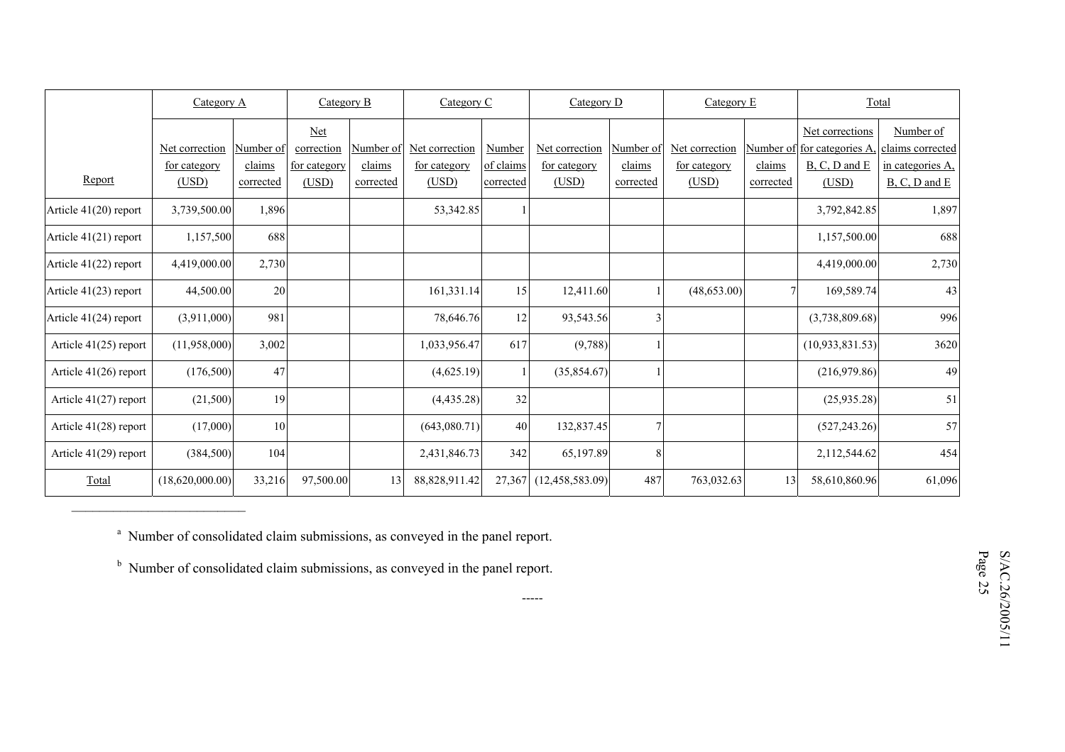| | Category A | | Category B | | Category C | | Category D | | Category E | | Total | |
|---|---|---|---|---|---|---|---|---|---|---|---|---|
| Report | Net correction for category (USD) | Number of claims corrected | Net correction for category (USD) | Number of claims corrected | Net correction for category (USD) | Number of claims corrected | Net correction for category (USD) | Number of claims corrected | Net correction for category (USD) | Number of claims corrected | Net corrections for categories A, B, C, D and E (USD) | Number of claims corrected in categories A, B, C, D and E |
| Article 41(20) report | 3,739,500.00 | 1,896 | | | 53,342.85 | 1 | | | | | 3,792,842.85 | 1,897 |
| Article 41(21) report | 1,157,500 | 688 | | | | | | | | | 1,157,500.00 | 688 |
| Article 41(22) report | 4,419,000.00 | 2,730 | | | | | | | | | 4,419,000.00 | 2,730 |
| Article 41(23) report | 44,500.00 | 20 | | | 161,331.14 | 15 | 12,411.60 | 1 | (48,653.00) | 7 | 169,589.74 | 43 |
| Article 41(24) report | (3,911,000) | 981 | | | 78,646.76 | 12 | 93,543.56 | 3 | | | (3,738,809.68) | 996 |
| Article 41(25) report | (11,958,000) | 3,002 | | | 1,033,956.47 | 617 | (9,788) | 1 | | | (10,933,831.53) | 3620 |
| Article 41(26) report | (176,500) | 47 | | | (4,625.19) | 1 | (35,854.67) | 1 | | | (216,979.86) | 49 |
| Article 41(27) report | (21,500) | 19 | | | (4,435.28) | 32 | | | | | (25,935.28) | 51 |
| Article 41(28) report | (17,000) | 10 | | | (643,080.71) | 40 | 132,837.45 | 7 | | | (527,243.26) | 57 |
| Article 41(29) report | (384,500) | 104 | | | 2,431,846.73 | 342 | 65,197.89 | 8 | | | 2,112,544.62 | 454 |
| Total | (18,620,000.00) | 33,216 | 97,500.00 | 13 | 88,828,911.42 | 27,367 | (12,458,583.09) | 487 | 763,032.63 | 13 | 58,610,860.96 | 61,096 |

---

[a] Number of consolidated claim submissions, as conveyed in the panel report.

[b] Number of consolidated claim submissions, as conveyed in the panel report.

-----